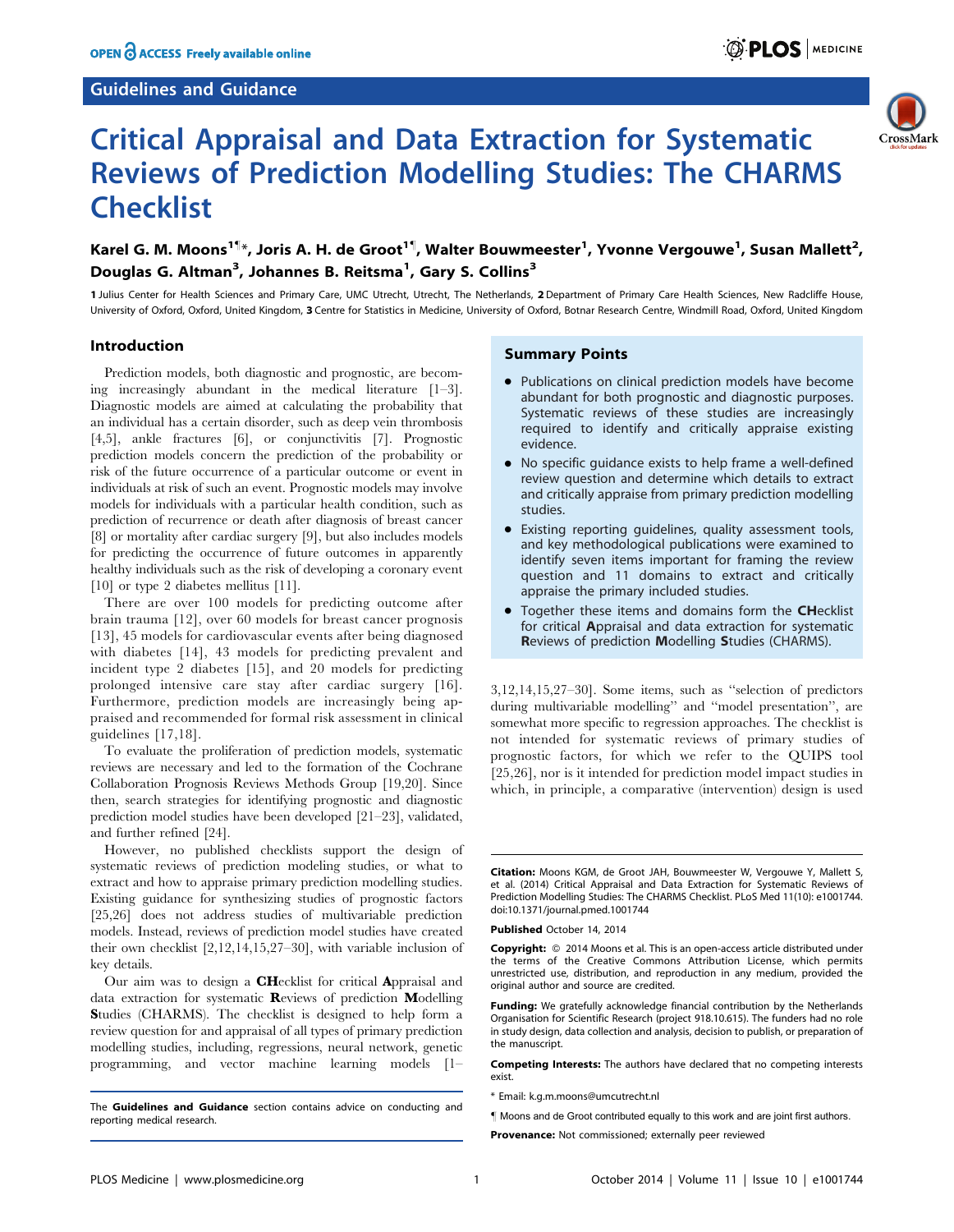Guidelines and Guidance

# Critical Appraisal and Data Extraction for Systematic Reviews of Prediction Modelling Studies: The CHARMS Checklist

**Karel G. M. Moons[1¶]\*, Joris A. H. de Groot[1¶], Walter Bouwmeester[1], Yvonne Vergouwe[1], Susan Mallett[2], Douglas G. Altman[3], Johannes B. Reitsma[1], Gary S. Collins[3]**

1 Julius Center for Health Sciences and Primary Care, UMC Utrecht, Utrecht, The Netherlands, 2 Department of Primary Care Health Sciences, New Radcliffe House, University of Oxford, Oxford, United Kingdom, 3 Centre for Statistics in Medicine, University of Oxford, Botnar Research Centre, Windmill Road, Oxford, United Kingdom

## Introduction

Prediction models, both diagnostic and prognostic, are becoming increasingly abundant in the medical literature [1–3]. Diagnostic models are aimed at calculating the probability that an individual has a certain disorder, such as deep vein thrombosis [4,5], ankle fractures [6], or conjunctivitis [7]. Prognostic prediction models concern the prediction of the probability or risk of the future occurrence of a particular outcome or event in individuals at risk of such an event. Prognostic models may involve models for individuals with a particular health condition, such as prediction of recurrence or death after diagnosis of breast cancer [8] or mortality after cardiac surgery [9], but also includes models for predicting the occurrence of future outcomes in apparently healthy individuals such as the risk of developing a coronary event [10] or type 2 diabetes mellitus [11].

There are over 100 models for predicting outcome after brain trauma [12], over 60 models for breast cancer prognosis [13], 45 models for cardiovascular events after being diagnosed with diabetes [14], 43 models for predicting prevalent and incident type 2 diabetes [15], and 20 models for predicting prolonged intensive care stay after cardiac surgery [16]. Furthermore, prediction models are increasingly being appraised and recommended for formal risk assessment in clinical guidelines [17,18].

To evaluate the proliferation of prediction models, systematic reviews are necessary and led to the formation of the Cochrane Collaboration Prognosis Reviews Methods Group [19,20]. Since then, search strategies for identifying prognostic and diagnostic prediction model studies have been developed [21–23], validated, and further refined [24].

However, no published checklists support the design of systematic reviews of prediction modeling studies, or what to extract and how to appraise primary prediction modelling studies. Existing guidance for synthesizing studies of prognostic factors [25,26] does not address studies of multivariable prediction models. Instead, reviews of prediction model studies have created their own checklist [2,12,14,15,27–30], with variable inclusion of key details.

Our aim was to design a **CH**ecklist for critical **A**ppraisal and data extraction for systematic **R**eviews of prediction **M**odelling **S**tudies (CHARMS). The checklist is designed to help form a review question for and appraisal of all types of primary prediction modelling studies, including, regressions, neural network, genetic programming, and vector machine learning models [1–3,12,14,15,27–30]. Some items, such as "selection of predictors during multivariable modelling" and "model presentation", are somewhat more specific to regression approaches. The checklist is not intended for systematic reviews of primary studies of prognostic factors, for which we refer to the QUIPS tool [25,26], nor is it intended for prediction model impact studies in which, in principle, a comparative (intervention) design is used

### Summary Points

- Publications on clinical prediction models have become abundant for both prognostic and diagnostic purposes. Systematic reviews of these studies are increasingly required to identify and critically appraise existing evidence.
- No specific guidance exists to help frame a well-defined review question and determine which details to extract and critically appraise from primary prediction modelling studies.
- Existing reporting guidelines, quality assessment tools, and key methodological publications were examined to identify seven items important for framing the review question and 11 domains to extract and critically appraise the primary included studies.
- Together these items and domains form the **CH**ecklist for critical **A**ppraisal and data extraction for systematic **R**eviews of prediction **M**odelling **S**tudies (CHARMS).

The **Guidelines and Guidance** section contains advice on conducting and reporting medical research.

**Citation:** Moons KGM, de Groot JAH, Bouwmeester W, Vergouwe Y, Mallett S, et al. (2014) Critical Appraisal and Data Extraction for Systematic Reviews of Prediction Modelling Studies: The CHARMS Checklist. PLoS Med 11(10): e1001744. doi:10.1371/journal.pmed.1001744

**Published** October 14, 2014

**Copyright:** © 2014 Moons et al. This is an open-access article distributed under the terms of the Creative Commons Attribution License, which permits unrestricted use, distribution, and reproduction in any medium, provided the original author and source are credited.

**Funding:** We gratefully acknowledge financial contribution by the Netherlands Organisation for Scientific Research (project 918.10.615). The funders had no role in study design, data collection and analysis, decision to publish, or preparation of the manuscript.

**Competing Interests:** The authors have declared that no competing interests exist.

\* Email: k.g.m.moons@umcutrecht.nl

¶ Moons and de Groot contributed equally to this work and are joint first authors.

**Provenance:** Not commissioned; externally peer reviewed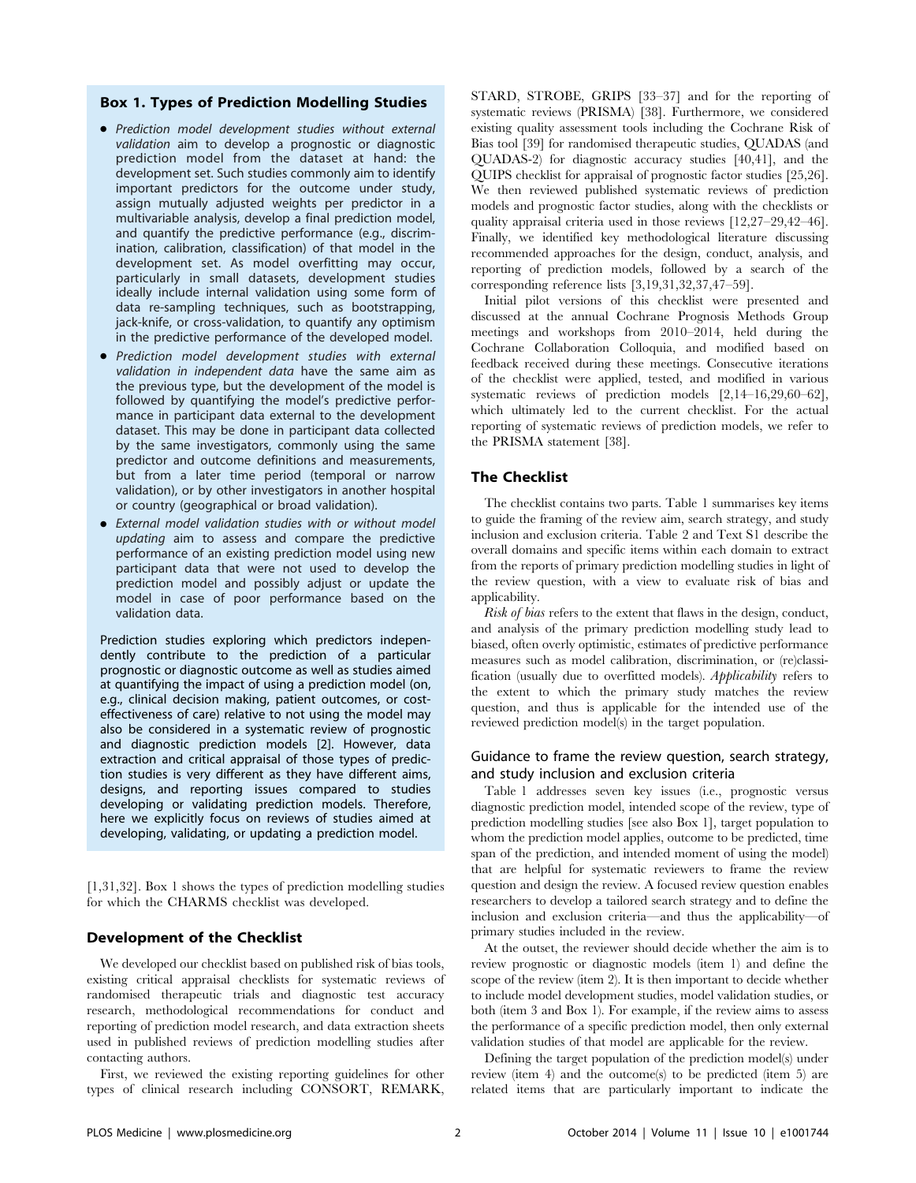### Box 1. Types of Prediction Modelling Studies

- *Prediction model development studies without external validation* aim to develop a prognostic or diagnostic prediction model from the dataset at hand: the development set. Such studies commonly aim to identify important predictors for the outcome under study, assign mutually adjusted weights per predictor in a multivariable analysis, develop a final prediction model, and quantify the predictive performance (e.g., discrimination, calibration, classification) of that model in the development set. As model overfitting may occur, particularly in small datasets, development studies ideally include internal validation using some form of data re-sampling techniques, such as bootstrapping, jack-knife, or cross-validation, to quantify any optimism in the predictive performance of the developed model.
- *Prediction model development studies with external validation in independent data* have the same aim as the previous type, but the development of the model is followed by quantifying the model's predictive performance in participant data external to the development dataset. This may be done in participant data collected by the same investigators, commonly using the same predictor and outcome definitions and measurements, but from a later time period (temporal or narrow validation), or by other investigators in another hospital or country (geographical or broad validation).
- *External model validation studies with or without model updating* aim to assess and compare the predictive performance of an existing prediction model using new participant data that were not used to develop the prediction model and possibly adjust or update the model in case of poor performance based on the validation data.

Prediction studies exploring which predictors independently contribute to the prediction of a particular prognostic or diagnostic outcome as well as studies aimed at quantifying the impact of using a prediction model (on, e.g., clinical decision making, patient outcomes, or cost-effectiveness of care) relative to not using the model may also be considered in a systematic review of prognostic and diagnostic prediction models [2]. However, data extraction and critical appraisal of those types of prediction studies is very different as they have different aims, designs, and reporting issues compared to studies developing or validating prediction models. Therefore, here we explicitly focus on reviews of studies aimed at developing, validating, or updating a prediction model.

[1,31,32]. Box 1 shows the types of prediction modelling studies for which the CHARMS checklist was developed.

## Development of the Checklist

We developed our checklist based on published risk of bias tools, existing critical appraisal checklists for systematic reviews of randomised therapeutic trials and diagnostic test accuracy research, methodological recommendations for conduct and reporting of prediction model research, and data extraction sheets used in published reviews of prediction modelling studies after contacting authors.

First, we reviewed the existing reporting guidelines for other types of clinical research including CONSORT, REMARK, STARD, STROBE, GRIPS [33–37] and for the reporting of systematic reviews (PRISMA) [38]. Furthermore, we considered existing quality assessment tools including the Cochrane Risk of Bias tool [39] for randomised therapeutic studies, QUADAS (and QUADAS-2) for diagnostic accuracy studies [40,41], and the QUIPS checklist for appraisal of prognostic factor studies [25,26]. We then reviewed published systematic reviews of prediction models and prognostic factor studies, along with the checklists or quality appraisal criteria used in those reviews [12,27–29,42–46]. Finally, we identified key methodological literature discussing recommended approaches for the design, conduct, analysis, and reporting of prediction models, followed by a search of the corresponding reference lists [3,19,31,32,37,47–59].

Initial pilot versions of this checklist were presented and discussed at the annual Cochrane Prognosis Methods Group meetings and workshops from 2010–2014, held during the Cochrane Collaboration Colloquia, and modified based on feedback received during these meetings. Consecutive iterations of the checklist were applied, tested, and modified in various systematic reviews of prediction models [2,14–16,29,60–62], which ultimately led to the current checklist. For the actual reporting of systematic reviews of prediction models, we refer to the PRISMA statement [38].

## The Checklist

The checklist contains two parts. Table 1 summarises key items to guide the framing of the review aim, search strategy, and study inclusion and exclusion criteria. Table 2 and Text S1 describe the overall domains and specific items within each domain to extract from the reports of primary prediction modelling studies in light of the review question, with a view to evaluate risk of bias and applicability.

*Risk of bias* refers to the extent that flaws in the design, conduct, and analysis of the primary prediction modelling study lead to biased, often overly optimistic, estimates of predictive performance measures such as model calibration, discrimination, or (re)classification (usually due to overfitted models). *Applicability* refers to the extent to which the primary study matches the review question, and thus is applicable for the intended use of the reviewed prediction model(s) in the target population.

### Guidance to frame the review question, search strategy, and study inclusion and exclusion criteria

Table 1 addresses seven key issues (i.e., prognostic versus diagnostic prediction model, intended scope of the review, type of prediction modelling studies [see also Box 1], target population to whom the prediction model applies, outcome to be predicted, time span of the prediction, and intended moment of using the model) that are helpful for systematic reviewers to frame the review question and design the review. A focused review question enables researchers to develop a tailored search strategy and to define the inclusion and exclusion criteria—and thus the applicability—of primary studies included in the review.

At the outset, the reviewer should decide whether the aim is to review prognostic or diagnostic models (item 1) and define the scope of the review (item 2). It is then important to decide whether to include model development studies, model validation studies, or both (item 3 and Box 1). For example, if the review aims to assess the performance of a specific prediction model, then only external validation studies of that model are applicable for the review.

Defining the target population of the prediction model(s) under review (item 4) and the outcome(s) to be predicted (item 5) are related items that are particularly important to indicate the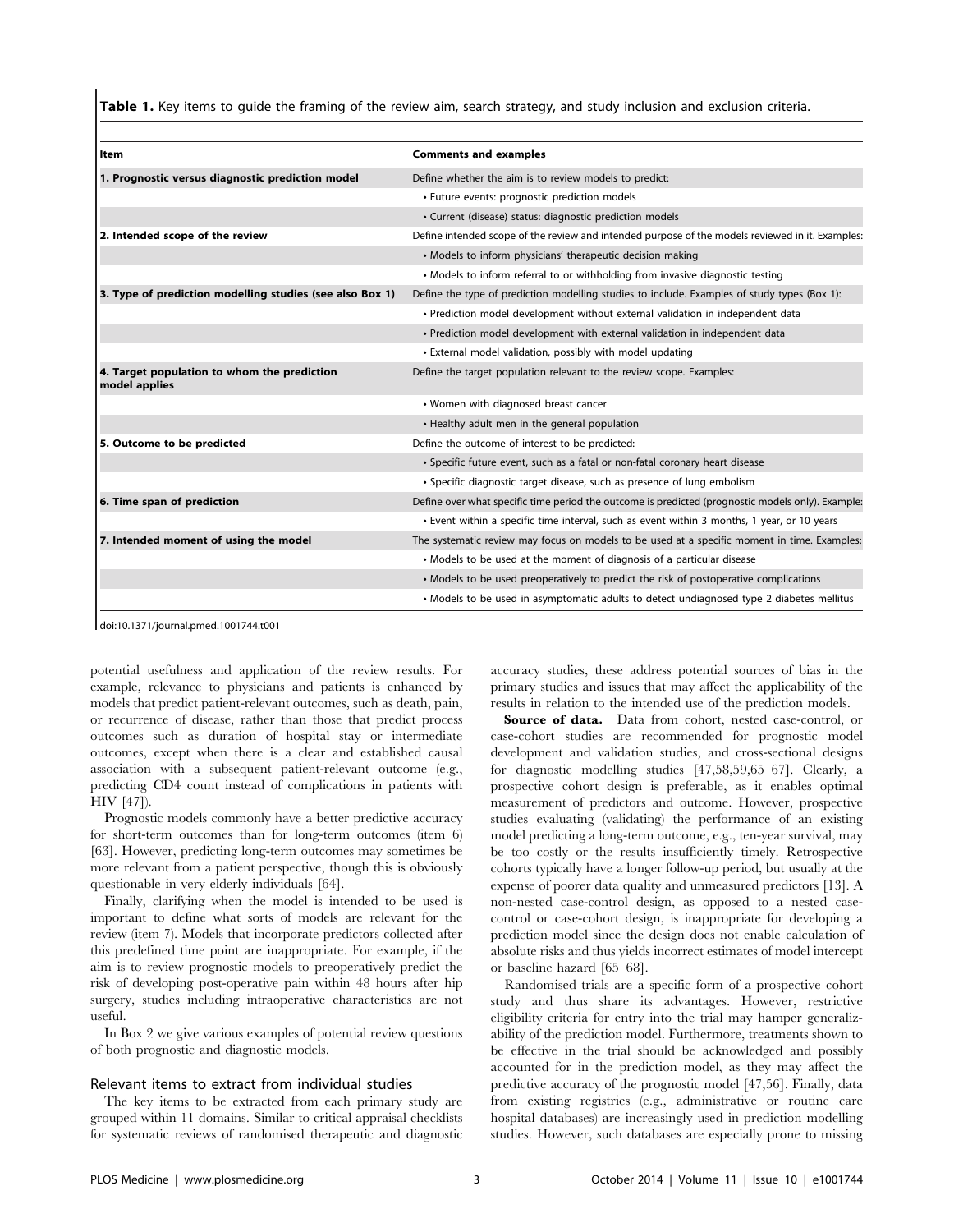**Table 1.** Key items to guide the framing of the review aim, search strategy, and study inclusion and exclusion criteria.

| Item | Comments and examples |
|---|---|
| **1. Prognostic versus diagnostic prediction model** | Define whether the aim is to review models to predict: |
| | • Future events: prognostic prediction models |
| | • Current (disease) status: diagnostic prediction models |
| **2. Intended scope of the review** | Define intended scope of the review and intended purpose of the models reviewed in it. Examples: |
| | • Models to inform physicians' therapeutic decision making |
| | • Models to inform referral to or withholding from invasive diagnostic testing |
| **3. Type of prediction modelling studies (see also Box 1)** | Define the type of prediction modelling studies to include. Examples of study types (Box 1): |
| | • Prediction model development without external validation in independent data |
| | • Prediction model development with external validation in independent data |
| | • External model validation, possibly with model updating |
| **4. Target population to whom the prediction model applies** | Define the target population relevant to the review scope. Examples: |
| | • Women with diagnosed breast cancer |
| | • Healthy adult men in the general population |
| **5. Outcome to be predicted** | Define the outcome of interest to be predicted: |
| | • Specific future event, such as a fatal or non-fatal coronary heart disease |
| | • Specific diagnostic target disease, such as presence of lung embolism |
| **6. Time span of prediction** | Define over what specific time period the outcome is predicted (prognostic models only). Example: |
| | • Event within a specific time interval, such as event within 3 months, 1 year, or 10 years |
| **7. Intended moment of using the model** | The systematic review may focus on models to be used at a specific moment in time. Examples: |
| | • Models to be used at the moment of diagnosis of a particular disease |
| | • Models to be used preoperatively to predict the risk of postoperative complications |
| | • Models to be used in asymptomatic adults to detect undiagnosed type 2 diabetes mellitus |

doi:10.1371/journal.pmed.1001744.t001

potential usefulness and application of the review results. For example, relevance to physicians and patients is enhanced by models that predict patient-relevant outcomes, such as death, pain, or recurrence of disease, rather than those that predict process outcomes such as duration of hospital stay or intermediate outcomes, except when there is a clear and established causal association with a subsequent patient-relevant outcome (e.g., predicting CD4 count instead of complications in patients with HIV [47]).

Prognostic models commonly have a better predictive accuracy for short-term outcomes than for long-term outcomes (item 6) [63]. However, predicting long-term outcomes may sometimes be more relevant from a patient perspective, though this is obviously questionable in very elderly individuals [64].

Finally, clarifying when the model is intended to be used is important to define what sorts of models are relevant for the review (item 7). Models that incorporate predictors collected after this predefined time point are inappropriate. For example, if the aim is to review prognostic models to preoperatively predict the risk of developing post-operative pain within 48 hours after hip surgery, studies including intraoperative characteristics are not useful.

In Box 2 we give various examples of potential review questions of both prognostic and diagnostic models.

## Relevant items to extract from individual studies

The key items to be extracted from each primary study are grouped within 11 domains. Similar to critical appraisal checklists for systematic reviews of randomised therapeutic and diagnostic accuracy studies, these address potential sources of bias in the primary studies and issues that may affect the applicability of the results in relation to the intended use of the prediction models.

**Source of data.** Data from cohort, nested case-control, or case-cohort studies are recommended for prognostic model development and validation studies, and cross-sectional designs for diagnostic modelling studies [47,58,59,65–67]. Clearly, a prospective cohort design is preferable, as it enables optimal measurement of predictors and outcome. However, prospective studies evaluating (validating) the performance of an existing model predicting a long-term outcome, e.g., ten-year survival, may be too costly or the results insufficiently timely. Retrospective cohorts typically have a longer follow-up period, but usually at the expense of poorer data quality and unmeasured predictors [13]. A non-nested case-control design, as opposed to a nested case-control or case-cohort design, is inappropriate for developing a prediction model since the design does not enable calculation of absolute risks and thus yields incorrect estimates of model intercept or baseline hazard [65–68].

Randomised trials are a specific form of a prospective cohort study and thus share its advantages. However, restrictive eligibility criteria for entry into the trial may hamper generalizability of the prediction model. Furthermore, treatments shown to be effective in the trial should be acknowledged and possibly accounted for in the prediction model, as they may affect the predictive accuracy of the prognostic model [47,56]. Finally, data from existing registries (e.g., administrative or routine care hospital databases) are increasingly used in prediction modelling studies. However, such databases are especially prone to missing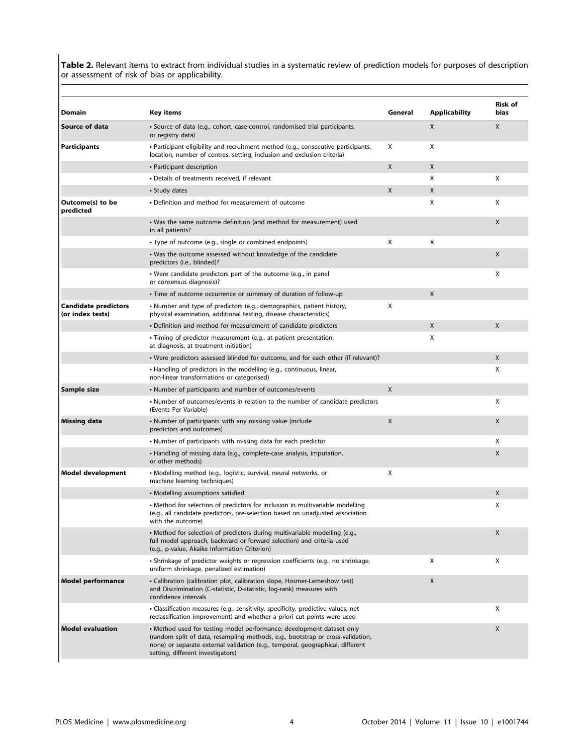**Table 2.** Relevant items to extract from individual studies in a systematic review of prediction models for purposes of description or assessment of risk of bias or applicability.

| Domain | Key items | General | Applicability | Risk of bias |
|---|---|---|---|---|
| **Source of data** | • Source of data (e.g., cohort, case-control, randomised trial participants, or registry data) | | X | X |
| **Participants** | • Participant eligibility and recruitment method (e.g., consecutive participants, location, number of centres, setting, inclusion and exclusion criteria) | X | X | |
| | • Participant description | X | X | |
| | • Details of treatments received, if relevant | | X | X |
| | • Study dates | X | X | |
| **Outcome(s) to be predicted** | • Definition and method for measurement of outcome | | X | X |
| | • Was the same outcome definition (and method for measurement) used in all patients? | | | X |
| | • Type of outcome (e.g., single or combined endpoints) | X | X | |
| | • Was the outcome assessed without knowledge of the candidate predictors (i.e., blinded)? | | | X |
| | • Were candidate predictors part of the outcome (e.g., in panel or consensus diagnosis)? | | | X |
| | • Time of outcome occurrence or summary of duration of follow-up | | X | |
| **Candidate predictors (or index tests)** | • Number and type of predictors (e.g., demographics, patient history, physical examination, additional testing, disease characteristics) | X | | |
| | • Definition and method for measurement of candidate predictors | | X | X |
| | • Timing of predictor measurement (e.g., at patient presentation, at diagnosis, at treatment initiation) | | X | |
| | • Were predictors assessed blinded for outcome, and for each other (if relevant)? | | | X |
| | • Handling of predictors in the modelling (e.g., continuous, linear, non-linear transformations or categorised) | | | X |
| **Sample size** | • Number of participants and number of outcomes/events | X | | |
| | • Number of outcomes/events in relation to the number of candidate predictors (Events Per Variable) | | | X |
| **Missing data** | • Number of participants with any missing value (include predictors and outcomes) | X | | X |
| | • Number of participants with missing data for each predictor | | | X |
| | • Handling of missing data (e.g., complete-case analysis, imputation, or other methods) | | | X |
| **Model development** | • Modelling method (e.g., logistic, survival, neural networks, or machine learning techniques) | X | | |
| | • Modelling assumptions satisfied | | | X |
| | • Method for selection of predictors for inclusion in multivariable modelling (e.g., all candidate predictors, pre-selection based on unadjusted association with the outcome) | | | X |
| | • Method for selection of predictors during multivariable modelling (e.g., full model approach, backward or forward selection) and criteria used (e.g., p-value, Akaike Information Criterion) | | | X |
| | • Shrinkage of predictor weights or regression coefficients (e.g., no shrinkage, uniform shrinkage, penalized estimation) | | X | X |
| **Model performance** | • Calibration (calibration plot, calibration slope, Hosmer-Lemeshow test) and Discrimination (C-statistic, D-statistic, log-rank) measures with confidence intervals | | X | |
| | • Classification measures (e.g., sensitivity, specificity, predictive values, net reclassification improvement) and whether a priori cut points were used | | | X |
| **Model evaluation** | • Method used for testing model performance: development dataset only (random split of data, resampling methods, e.g., bootstrap or cross-validation, none) or separate external validation (e.g., temporal, geographical, different setting, different investigators) | | | X |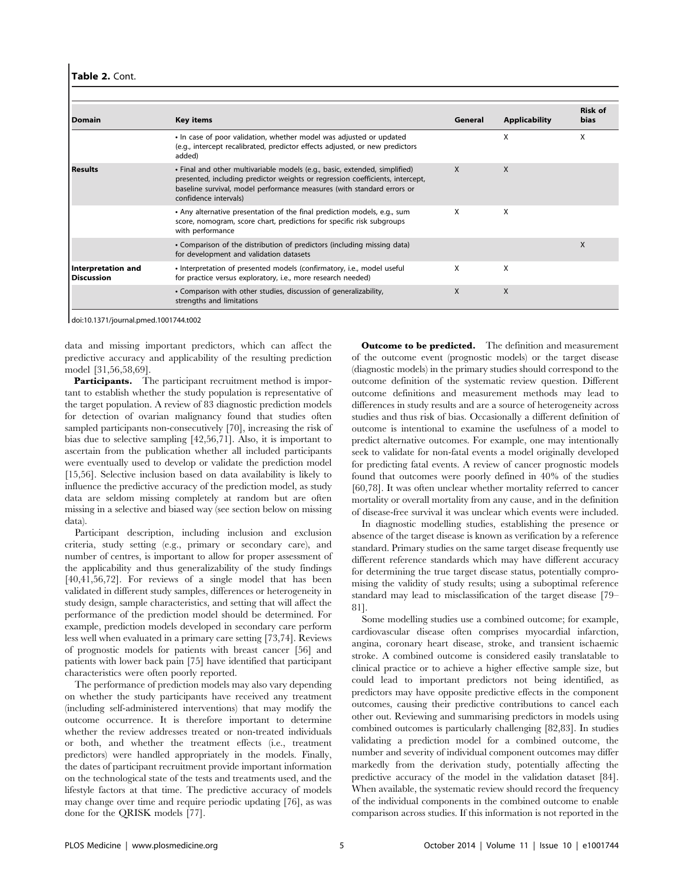**Table 2.** Cont.

| Domain | Key items | General | Applicability | Risk of bias |
| --- | --- | --- | --- | --- |
| | • In case of poor validation, whether model was adjusted or updated (e.g., intercept recalibrated, predictor effects adjusted, or new predictors added) | | X | X |
| **Results** | • Final and other multivariable models (e.g., basic, extended, simplified) presented, including predictor weights or regression coefficients, intercept, baseline survival, model performance measures (with standard errors or confidence intervals) | X | X | |
| | • Any alternative presentation of the final prediction models, e.g., sum score, nomogram, score chart, predictions for specific risk subgroups with performance | X | X | |
| | • Comparison of the distribution of predictors (including missing data) for development and validation datasets | | | X |
| **Interpretation and Discussion** | • Interpretation of presented models (confirmatory, i.e., model useful for practice versus exploratory, i.e., more research needed) | X | X | |
| | • Comparison with other studies, discussion of generalizability, strengths and limitations | X | X | |

doi:10.1371/journal.pmed.1001744.t002

data and missing important predictors, which can affect the predictive accuracy and applicability of the resulting prediction model [31,56,58,69].

**Participants.** The participant recruitment method is important to establish whether the study population is representative of the target population. A review of 83 diagnostic prediction models for detection of ovarian malignancy found that studies often sampled participants non-consecutively [70], increasing the risk of bias due to selective sampling [42,56,71]. Also, it is important to ascertain from the publication whether all included participants were eventually used to develop or validate the prediction model [15,56]. Selective inclusion based on data availability is likely to influence the predictive accuracy of the prediction model, as study data are seldom missing completely at random but are often missing in a selective and biased way (see section below on missing data).

Participant description, including inclusion and exclusion criteria, study setting (e.g., primary or secondary care), and number of centres, is important to allow for proper assessment of the applicability and thus generalizability of the study findings [40,41,56,72]. For reviews of a single model that has been validated in different study samples, differences or heterogeneity in study design, sample characteristics, and setting that will affect the performance of the prediction model should be determined. For example, prediction models developed in secondary care perform less well when evaluated in a primary care setting [73,74]. Reviews of prognostic models for patients with breast cancer [56] and patients with lower back pain [75] have identified that participant characteristics were often poorly reported.

The performance of prediction models may also vary depending on whether the study participants have received any treatment (including self-administered interventions) that may modify the outcome occurrence. It is therefore important to determine whether the review addresses treated or non-treated individuals or both, and whether the treatment effects (i.e., treatment predictors) were handled appropriately in the models. Finally, the dates of participant recruitment provide important information on the technological state of the tests and treatments used, and the lifestyle factors at that time. The predictive accuracy of models may change over time and require periodic updating [76], as was done for the QRISK models [77].

**Outcome to be predicted.** The definition and measurement of the outcome event (prognostic models) or the target disease (diagnostic models) in the primary studies should correspond to the outcome definition of the systematic review question. Different outcome definitions and measurement methods may lead to differences in study results and are a source of heterogeneity across studies and thus risk of bias. Occasionally a different definition of outcome is intentional to examine the usefulness of a model to predict alternative outcomes. For example, one may intentionally seek to validate for non-fatal events a model originally developed for predicting fatal events. A review of cancer prognostic models found that outcomes were poorly defined in 40% of the studies [60,78]. It was often unclear whether mortality referred to cancer mortality or overall mortality from any cause, and in the definition of disease-free survival it was unclear which events were included.

In diagnostic modelling studies, establishing the presence or absence of the target disease is known as verification by a reference standard. Primary studies on the same target disease frequently use different reference standards which may have different accuracy for determining the true target disease status, potentially compromising the validity of study results; using a suboptimal reference standard may lead to misclassification of the target disease [79–81].

Some modelling studies use a combined outcome; for example, cardiovascular disease often comprises myocardial infarction, angina, coronary heart disease, stroke, and transient ischaemic stroke. A combined outcome is considered easily translatable to clinical practice or to achieve a higher effective sample size, but could lead to important predictors not being identified, as predictors may have opposite predictive effects in the component outcomes, causing their predictive contributions to cancel each other out. Reviewing and summarising predictors in models using combined outcomes is particularly challenging [82,83]. In studies validating a prediction model for a combined outcome, the number and severity of individual component outcomes may differ markedly from the derivation study, potentially affecting the predictive accuracy of the model in the validation dataset [84]. When available, the systematic review should record the frequency of the individual components in the combined outcome to enable comparison across studies. If this information is not reported in the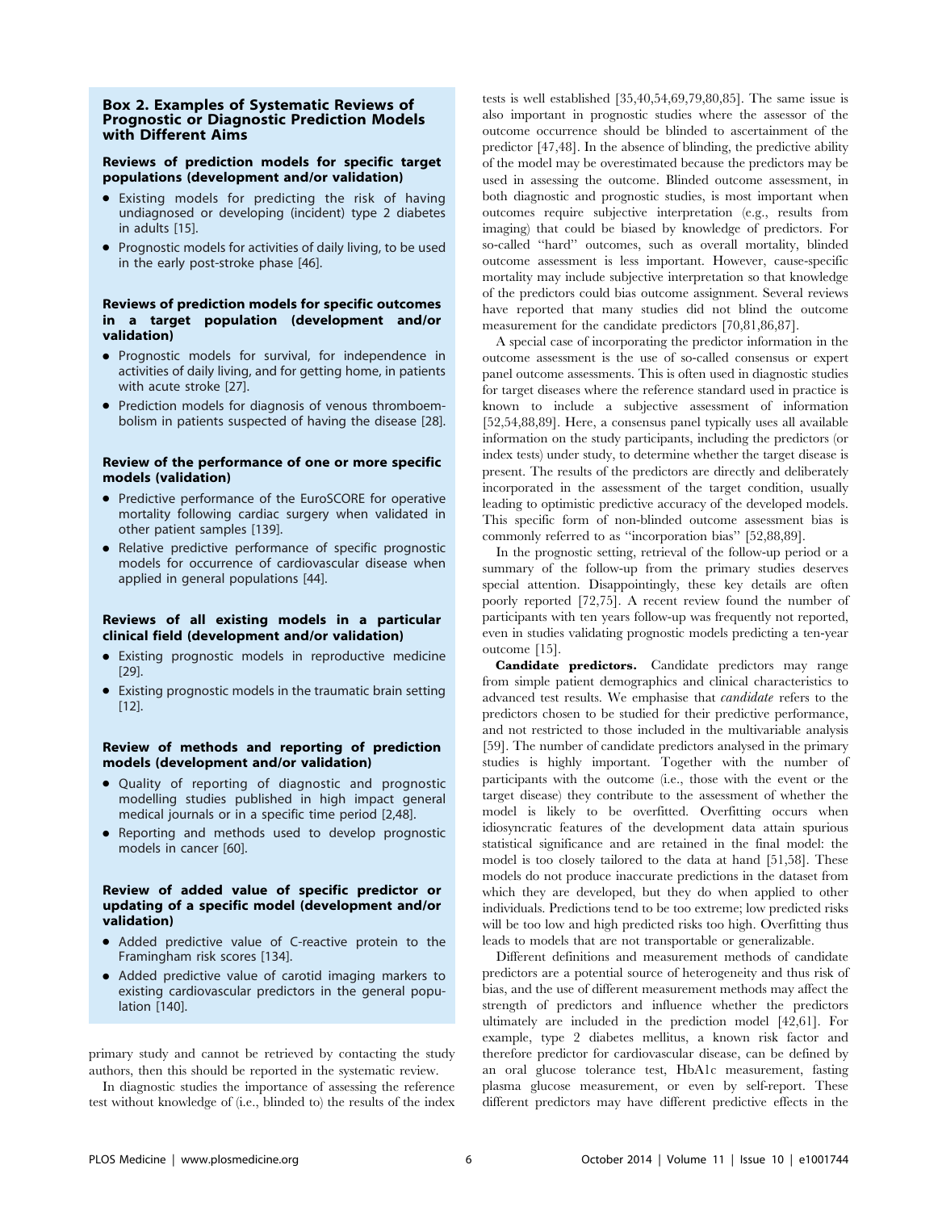### Box 2. Examples of Systematic Reviews of Prognostic or Diagnostic Prediction Models with Different Aims

**Reviews of prediction models for specific target populations (development and/or validation)**

- Existing models for predicting the risk of having undiagnosed or developing (incident) type 2 diabetes in adults [15].
- Prognostic models for activities of daily living, to be used in the early post-stroke phase [46].

**Reviews of prediction models for specific outcomes in a target population (development and/or validation)**

- Prognostic models for survival, for independence in activities of daily living, and for getting home, in patients with acute stroke [27].
- Prediction models for diagnosis of venous thromboembolism in patients suspected of having the disease [28].

**Review of the performance of one or more specific models (validation)**

- Predictive performance of the EuroSCORE for operative mortality following cardiac surgery when validated in other patient samples [139].
- Relative predictive performance of specific prognostic models for occurrence of cardiovascular disease when applied in general populations [44].

**Reviews of all existing models in a particular clinical field (development and/or validation)**

- Existing prognostic models in reproductive medicine [29].
- Existing prognostic models in the traumatic brain setting [12].

**Review of methods and reporting of prediction models (development and/or validation)**

- Quality of reporting of diagnostic and prognostic modelling studies published in high impact general medical journals or in a specific time period [2,48].
- Reporting and methods used to develop prognostic models in cancer [60].

**Review of added value of specific predictor or updating of a specific model (development and/or validation)**

- Added predictive value of C-reactive protein to the Framingham risk scores [134].
- Added predictive value of carotid imaging markers to existing cardiovascular predictors in the general population [140].

primary study and cannot be retrieved by contacting the study authors, then this should be reported in the systematic review.

In diagnostic studies the importance of assessing the reference test without knowledge of (i.e., blinded to) the results of the index tests is well established [35,40,54,69,79,80,85]. The same issue is also important in prognostic studies where the assessor of the outcome occurrence should be blinded to ascertainment of the predictor [47,48]. In the absence of blinding, the predictive ability of the model may be overestimated because the predictors may be used in assessing the outcome. Blinded outcome assessment, in both diagnostic and prognostic studies, is most important when outcomes require subjective interpretation (e.g., results from imaging) that could be biased by knowledge of predictors. For so-called "hard" outcomes, such as overall mortality, blinded outcome assessment is less important. However, cause-specific mortality may include subjective interpretation so that knowledge of the predictors could bias outcome assignment. Several reviews have reported that many studies did not blind the outcome measurement for the candidate predictors [70,81,86,87].

A special case of incorporating the predictor information in the outcome assessment is the use of so-called consensus or expert panel outcome assessments. This is often used in diagnostic studies for target diseases where the reference standard used in practice is known to include a subjective assessment of information [52,54,88,89]. Here, a consensus panel typically uses all available information on the study participants, including the predictors (or index tests) under study, to determine whether the target disease is present. The results of the predictors are directly and deliberately incorporated in the assessment of the target condition, usually leading to optimistic predictive accuracy of the developed models. This specific form of non-blinded outcome assessment bias is commonly referred to as "incorporation bias" [52,88,89].

In the prognostic setting, retrieval of the follow-up period or a summary of the follow-up from the primary studies deserves special attention. Disappointingly, these key details are often poorly reported [72,75]. A recent review found the number of participants with ten years follow-up was frequently not reported, even in studies validating prognostic models predicting a ten-year outcome [15].

**Candidate predictors.** Candidate predictors may range from simple patient demographics and clinical characteristics to advanced test results. We emphasise that *candidate* refers to the predictors chosen to be studied for their predictive performance, and not restricted to those included in the multivariable analysis [59]. The number of candidate predictors analysed in the primary studies is highly important. Together with the number of participants with the outcome (i.e., those with the event or the target disease) they contribute to the assessment of whether the model is likely to be overfitted. Overfitting occurs when idiosyncratic features of the development data attain spurious statistical significance and are retained in the final model: the model is too closely tailored to the data at hand [51,58]. These models do not produce inaccurate predictions in the dataset from which they are developed, but they do when applied to other individuals. Predictions tend to be too extreme; low predicted risks will be too low and high predicted risks too high. Overfitting thus leads to models that are not transportable or generalizable.

Different definitions and measurement methods of candidate predictors are a potential source of heterogeneity and thus risk of bias, and the use of different measurement methods may affect the strength of predictors and influence whether the predictors ultimately are included in the prediction model [42,61]. For example, type 2 diabetes mellitus, a known risk factor and therefore predictor for cardiovascular disease, can be defined by an oral glucose tolerance test, HbA1c measurement, fasting plasma glucose measurement, or even by self-report. These different predictors may have different predictive effects in the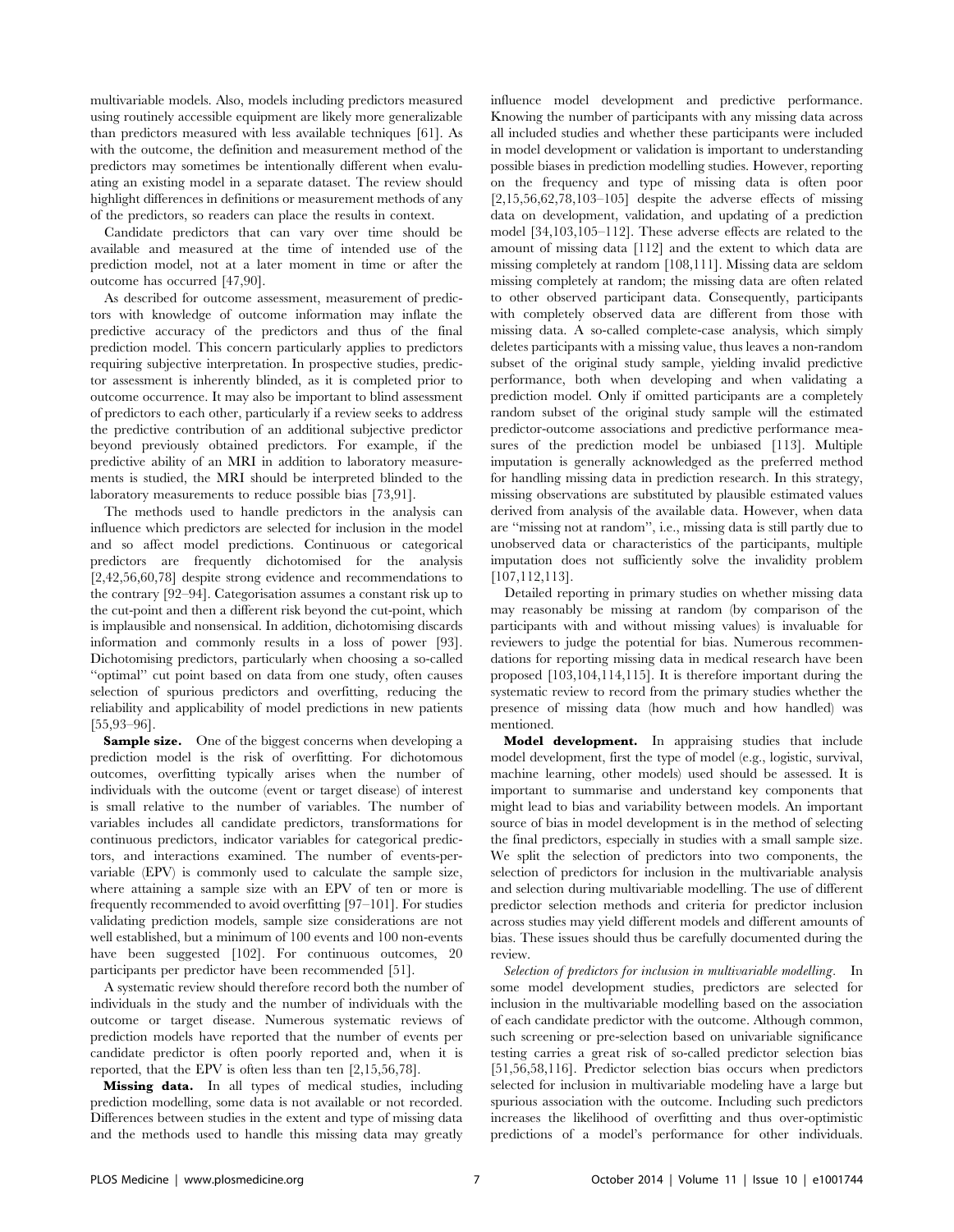multivariable models. Also, models including predictors measured using routinely accessible equipment are likely more generalizable than predictors measured with less available techniques [61]. As with the outcome, the definition and measurement method of the predictors may sometimes be intentionally different when evaluating an existing model in a separate dataset. The review should highlight differences in definitions or measurement methods of any of the predictors, so readers can place the results in context.

Candidate predictors that can vary over time should be available and measured at the time of intended use of the prediction model, not at a later moment in time or after the outcome has occurred [47,90].

As described for outcome assessment, measurement of predictors with knowledge of outcome information may inflate the predictive accuracy of the predictors and thus of the final prediction model. This concern particularly applies to predictors requiring subjective interpretation. In prospective studies, predictor assessment is inherently blinded, as it is completed prior to outcome occurrence. It may also be important to blind assessment of predictors to each other, particularly if a review seeks to address the predictive contribution of an additional subjective predictor beyond previously obtained predictors. For example, if the predictive ability of an MRI in addition to laboratory measurements is studied, the MRI should be interpreted blinded to the laboratory measurements to reduce possible bias [73,91].

The methods used to handle predictors in the analysis can influence which predictors are selected for inclusion in the model and so affect model predictions. Continuous or categorical predictors are frequently dichotomised for the analysis [2,42,56,60,78] despite strong evidence and recommendations to the contrary [92–94]. Categorisation assumes a constant risk up to the cut-point and then a different risk beyond the cut-point, which is implausible and nonsensical. In addition, dichotomising discards information and commonly results in a loss of power [93]. Dichotomising predictors, particularly when choosing a so-called "optimal" cut point based on data from one study, often causes selection of spurious predictors and overfitting, reducing the reliability and applicability of model predictions in new patients [55,93–96].

**Sample size.** One of the biggest concerns when developing a prediction model is the risk of overfitting. For dichotomous outcomes, overfitting typically arises when the number of individuals with the outcome (event or target disease) of interest is small relative to the number of variables. The number of variables includes all candidate predictors, transformations for continuous predictors, indicator variables for categorical predictors, and interactions examined. The number of events-per-variable (EPV) is commonly used to calculate the sample size, where attaining a sample size with an EPV of ten or more is frequently recommended to avoid overfitting [97–101]. For studies validating prediction models, sample size considerations are not well established, but a minimum of 100 events and 100 non-events have been suggested [102]. For continuous outcomes, 20 participants per predictor have been recommended [51].

A systematic review should therefore record both the number of individuals in the study and the number of individuals with the outcome or target disease. Numerous systematic reviews of prediction models have reported that the number of events per candidate predictor is often poorly reported and, when it is reported, that the EPV is often less than ten [2,15,56,78].

**Missing data.** In all types of medical studies, including prediction modelling, some data is not available or not recorded. Differences between studies in the extent and type of missing data and the methods used to handle this missing data may greatly influence model development and predictive performance. Knowing the number of participants with any missing data across all included studies and whether these participants were included in model development or validation is important to understanding possible biases in prediction modelling studies. However, reporting on the frequency and type of missing data is often poor [2,15,56,62,78,103–105] despite the adverse effects of missing data on development, validation, and updating of a prediction model [34,103,105–112]. These adverse effects are related to the amount of missing data [112] and the extent to which data are missing completely at random [108,111]. Missing data are seldom missing completely at random; the missing data are often related to other observed participant data. Consequently, participants with completely observed data are different from those with missing data. A so-called complete-case analysis, which simply deletes participants with a missing value, thus leaves a non-random subset of the original study sample, yielding invalid predictive performance, both when developing and when validating a prediction model. Only if omitted participants are a completely random subset of the original study sample will the estimated predictor-outcome associations and predictive performance measures of the prediction model be unbiased [113]. Multiple imputation is generally acknowledged as the preferred method for handling missing data in prediction research. In this strategy, missing observations are substituted by plausible estimated values derived from analysis of the available data. However, when data are "missing not at random", i.e., missing data is still partly due to unobserved data or characteristics of the participants, multiple imputation does not sufficiently solve the invalidity problem [107,112,113].

Detailed reporting in primary studies on whether missing data may reasonably be missing at random (by comparison of the participants with and without missing values) is invaluable for reviewers to judge the potential for bias. Numerous recommendations for reporting missing data in medical research have been proposed [103,104,114,115]. It is therefore important during the systematic review to record from the primary studies whether the presence of missing data (how much and how handled) was mentioned.

**Model development.** In appraising studies that include model development, first the type of model (e.g., logistic, survival, machine learning, other models) used should be assessed. It is important to summarise and understand key components that might lead to bias and variability between models. An important source of bias in model development is in the method of selecting the final predictors, especially in studies with a small sample size. We split the selection of predictors into two components, the selection of predictors for inclusion in the multivariable analysis and selection during multivariable modelling. The use of different predictor selection methods and criteria for predictor inclusion across studies may yield different models and different amounts of bias. These issues should thus be carefully documented during the review.

*Selection of predictors for inclusion in multivariable modelling.* In some model development studies, predictors are selected for inclusion in the multivariable modelling based on the association of each candidate predictor with the outcome. Although common, such screening or pre-selection based on univariable significance testing carries a great risk of so-called predictor selection bias [51,56,58,116]. Predictor selection bias occurs when predictors selected for inclusion in multivariable modeling have a large but spurious association with the outcome. Including such predictors increases the likelihood of overfitting and thus over-optimistic predictions of a model's performance for other individuals.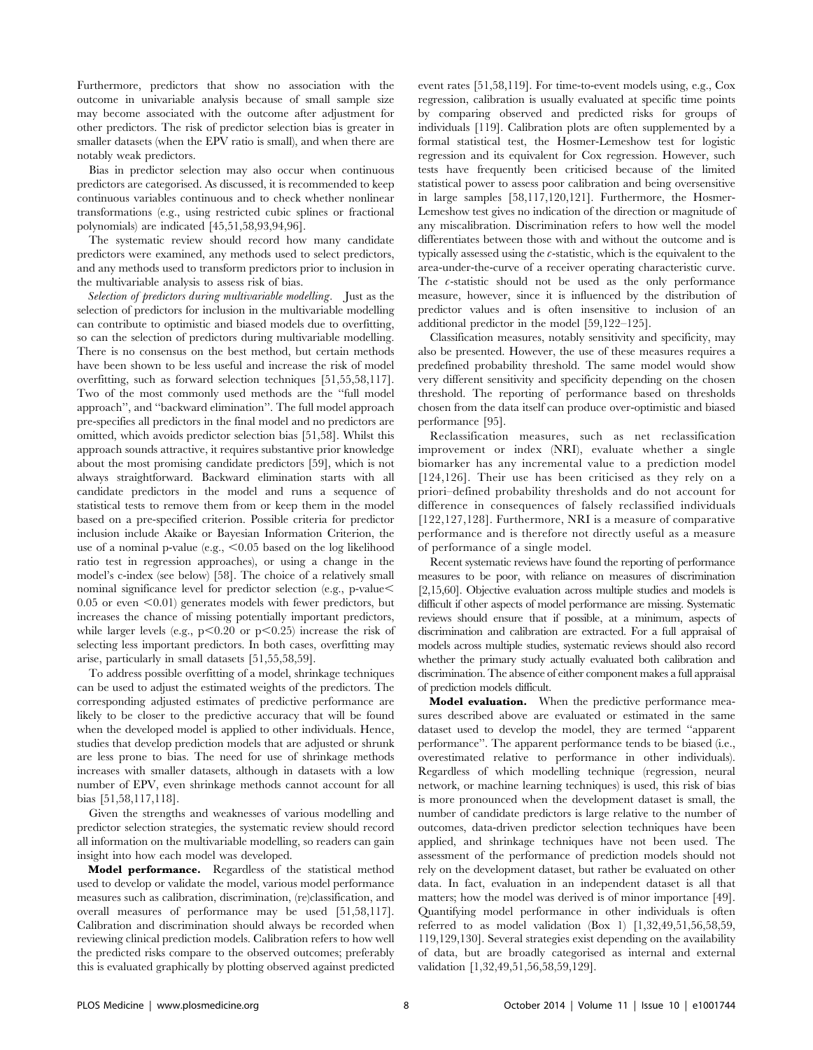Furthermore, predictors that show no association with the outcome in univariable analysis because of small sample size may become associated with the outcome after adjustment for other predictors. The risk of predictor selection bias is greater in smaller datasets (when the EPV ratio is small), and when there are notably weak predictors.

Bias in predictor selection may also occur when continuous predictors are categorised. As discussed, it is recommended to keep continuous variables continuous and to check whether nonlinear transformations (e.g., using restricted cubic splines or fractional polynomials) are indicated [45,51,58,93,94,96].

The systematic review should record how many candidate predictors were examined, any methods used to select predictors, and any methods used to transform predictors prior to inclusion in the multivariable analysis to assess risk of bias.

*Selection of predictors during multivariable modelling.* Just as the selection of predictors for inclusion in the multivariable modelling can contribute to optimistic and biased models due to overfitting, so can the selection of predictors during multivariable modelling. There is no consensus on the best method, but certain methods have been shown to be less useful and increase the risk of model overfitting, such as forward selection techniques [51,55,58,117]. Two of the most commonly used methods are the ''full model approach'', and ''backward elimination''. The full model approach pre-specifies all predictors in the final model and no predictors are omitted, which avoids predictor selection bias [51,58]. Whilst this approach sounds attractive, it requires substantive prior knowledge about the most promising candidate predictors [59], which is not always straightforward. Backward elimination starts with all candidate predictors in the model and runs a sequence of statistical tests to remove them from or keep them in the model based on a pre-specified criterion. Possible criteria for predictor inclusion include Akaike or Bayesian Information Criterion, the use of a nominal p-value (e.g., $<0.05$ based on the log likelihood ratio test in regression approaches), or using a change in the model's c-index (see below) [58]. The choice of a relatively small nominal significance level for predictor selection (e.g., p-value $<0.05$ or even $<0.01$) generates models with fewer predictors, but increases the chance of missing potentially important predictors, while larger levels (e.g., $p<0.20$ or $p<0.25$) increase the risk of selecting less important predictors. In both cases, overfitting may arise, particularly in small datasets [51,55,58,59].

To address possible overfitting of a model, shrinkage techniques can be used to adjust the estimated weights of the predictors. The corresponding adjusted estimates of predictive performance are likely to be closer to the predictive accuracy that will be found when the developed model is applied to other individuals. Hence, studies that develop prediction models that are adjusted or shrunk are less prone to bias. The need for use of shrinkage methods increases with smaller datasets, although in datasets with a low number of EPV, even shrinkage methods cannot account for all bias [51,58,117,118].

Given the strengths and weaknesses of various modelling and predictor selection strategies, the systematic review should record all information on the multivariable modelling, so readers can gain insight into how each model was developed.

**Model performance.** Regardless of the statistical method used to develop or validate the model, various model performance measures such as calibration, discrimination, (re)classification, and overall measures of performance may be used [51,58,117]. Calibration and discrimination should always be recorded when reviewing clinical prediction models. Calibration refers to how well the predicted risks compare to the observed outcomes; preferably this is evaluated graphically by plotting observed against predicted event rates [51,58,119]. For time-to-event models using, e.g., Cox regression, calibration is usually evaluated at specific time points by comparing observed and predicted risks for groups of individuals [119]. Calibration plots are often supplemented by a formal statistical test, the Hosmer-Lemeshow test for logistic regression and its equivalent for Cox regression. However, such tests have frequently been criticised because of the limited statistical power to assess poor calibration and being oversensitive in large samples [58,117,120,121]. Furthermore, the Hosmer-Lemeshow test gives no indication of the direction or magnitude of any miscalibration. Discrimination refers to how well the model differentiates between those with and without the outcome and is typically assessed using the *c*-statistic, which is the equivalent to the area-under-the-curve of a receiver operating characteristic curve. The *c*-statistic should not be used as the only performance measure, however, since it is influenced by the distribution of predictor values and is often insensitive to inclusion of an additional predictor in the model [59,122–125].

Classification measures, notably sensitivity and specificity, may also be presented. However, the use of these measures requires a predefined probability threshold. The same model would show very different sensitivity and specificity depending on the chosen threshold. The reporting of performance based on thresholds chosen from the data itself can produce over-optimistic and biased performance [95].

Reclassification measures, such as net reclassification improvement or index (NRI), evaluate whether a single biomarker has any incremental value to a prediction model [124,126]. Their use has been criticised as they rely on a priori–defined probability thresholds and do not account for difference in consequences of falsely reclassified individuals [122,127,128]. Furthermore, NRI is a measure of comparative performance and is therefore not directly useful as a measure of performance of a single model.

Recent systematic reviews have found the reporting of performance measures to be poor, with reliance on measures of discrimination [2,15,60]. Objective evaluation across multiple studies and models is difficult if other aspects of model performance are missing. Systematic reviews should ensure that if possible, at a minimum, aspects of discrimination and calibration are extracted. For a full appraisal of models across multiple studies, systematic reviews should also record whether the primary study actually evaluated both calibration and discrimination. The absence of either component makes a full appraisal of prediction models difficult.

**Model evaluation.** When the predictive performance measures described above are evaluated or estimated in the same dataset used to develop the model, they are termed ''apparent performance''. The apparent performance tends to be biased (i.e., overestimated relative to performance in other individuals). Regardless of which modelling technique (regression, neural network, or machine learning techniques) is used, this risk of bias is more pronounced when the development dataset is small, the number of candidate predictors is large relative to the number of outcomes, data-driven predictor selection techniques have been applied, and shrinkage techniques have not been used. The assessment of the performance of prediction models should not rely on the development dataset, but rather be evaluated on other data. In fact, evaluation in an independent dataset is all that matters; how the model was derived is of minor importance [49]. Quantifying model performance in other individuals is often referred to as model validation (Box 1) [1,32,49,51,56,58,59,119,129,130]. Several strategies exist depending on the availability of data, but are broadly categorised as internal and external validation [1,32,49,51,56,58,59,129].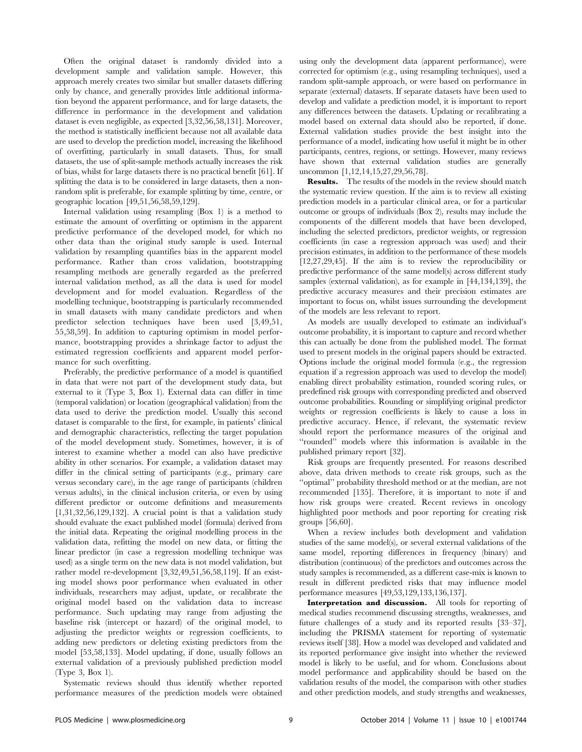Often the original dataset is randomly divided into a development sample and validation sample. However, this approach merely creates two similar but smaller datasets differing only by chance, and generally provides little additional information beyond the apparent performance, and for large datasets, the difference in performance in the development and validation dataset is even negligible, as expected [3,32,56,58,131]. Moreover, the method is statistically inefficient because not all available data are used to develop the prediction model, increasing the likelihood of overfitting, particularly in small datasets. Thus, for small datasets, the use of split-sample methods actually increases the risk of bias, whilst for large datasets there is no practical benefit [61]. If splitting the data is to be considered in large datasets, then a non-random split is preferable, for example splitting by time, centre, or geographic location [49,51,56,58,59,129].

Internal validation using resampling (Box 1) is a method to estimate the amount of overfitting or optimism in the apparent predictive performance of the developed model, for which no other data than the original study sample is used. Internal validation by resampling quantifies bias in the apparent model performance. Rather than cross validation, bootstrapping resampling methods are generally regarded as the preferred internal validation method, as all the data is used for model development and for model evaluation. Regardless of the modelling technique, bootstrapping is particularly recommended in small datasets with many candidate predictors and when predictor selection techniques have been used [3,49,51,55,58,59]. In addition to capturing optimism in model performance, bootstrapping provides a shrinkage factor to adjust the estimated regression coefficients and apparent model performance for such overfitting.

Preferably, the predictive performance of a model is quantified in data that were not part of the development study data, but external to it (Type 3, Box 1). External data can differ in time (temporal validation) or location (geographical validation) from the data used to derive the prediction model. Usually this second dataset is comparable to the first, for example, in patients' clinical and demographic characteristics, reflecting the target population of the model development study. Sometimes, however, it is of interest to examine whether a model can also have predictive ability in other scenarios. For example, a validation dataset may differ in the clinical setting of participants (e.g., primary care versus secondary care), in the age range of participants (children versus adults), in the clinical inclusion criteria, or even by using different predictor or outcome definitions and measurements [1,31,32,56,129,132]. A crucial point is that a validation study should evaluate the exact published model (formula) derived from the initial data. Repeating the original modelling process in the validation data, refitting the model on new data, or fitting the linear predictor (in case a regression modelling technique was used) as a single term on the new data is not model validation, but rather model re-development [3,32,49,51,56,58,119]. If an existing model shows poor performance when evaluated in other individuals, researchers may adjust, update, or recalibrate the original model based on the validation data to increase performance. Such updating may range from adjusting the baseline risk (intercept or hazard) of the original model, to adjusting the predictor weights or regression coefficients, to adding new predictors or deleting existing predictors from the model [53,58,133]. Model updating, if done, usually follows an external validation of a previously published prediction model (Type 3, Box 1).

Systematic reviews should thus identify whether reported performance measures of the prediction models were obtained using only the development data (apparent performance), were corrected for optimism (e.g., using resampling techniques), used a random split-sample approach, or were based on performance in separate (external) datasets. If separate datasets have been used to develop and validate a prediction model, it is important to report any differences between the datasets. Updating or recalibrating a model based on external data should also be reported, if done. External validation studies provide the best insight into the performance of a model, indicating how useful it might be in other participants, centres, regions, or settings. However, many reviews have shown that external validation studies are generally uncommon [1,12,14,15,27,29,56,78].

**Results.** The results of the models in the review should match the systematic review question. If the aim is to review all existing prediction models in a particular clinical area, or for a particular outcome or groups of individuals (Box 2), results may include the components of the different models that have been developed, including the selected predictors, predictor weights, or regression coefficients (in case a regression approach was used) and their precision estimates, in addition to the performance of these models [12,27,29,45]. If the aim is to review the reproducibility or predictive performance of the same model(s) across different study samples (external validation), as for example in [44,134,139], the predictive accuracy measures and their precision estimates are important to focus on, whilst issues surrounding the development of the models are less relevant to report.

As models are usually developed to estimate an individual's outcome probability, it is important to capture and record whether this can actually be done from the published model. The format used to present models in the original papers should be extracted. Options include the original model formula (e.g., the regression equation if a regression approach was used to develop the model) enabling direct probability estimation, rounded scoring rules, or predefined risk groups with corresponding predicted and observed outcome probabilities. Rounding or simplifying original predictor weights or regression coefficients is likely to cause a loss in predictive accuracy. Hence, if relevant, the systematic review should report the performance measures of the original and "rounded" models where this information is available in the published primary report [32].

Risk groups are frequently presented. For reasons described above, data driven methods to create risk groups, such as the "optimal" probability threshold method or at the median, are not recommended [135]. Therefore, it is important to note if and how risk groups were created. Recent reviews in oncology highlighted poor methods and poor reporting for creating risk groups [56,60].

When a review includes both development and validation studies of the same model(s), or several external validations of the same model, reporting differences in frequency (binary) and distribution (continuous) of the predictors and outcomes across the study samples is recommended, as a different case-mix is known to result in different predicted risks that may influence model performance measures [49,53,129,133,136,137].

**Interpretation and discussion.** All tools for reporting of medical studies recommend discussing strengths, weaknesses, and future challenges of a study and its reported results [33–37], including the PRISMA statement for reporting of systematic reviews itself [38]. How a model was developed and validated and its reported performance give insight into whether the reviewed model is likely to be useful, and for whom. Conclusions about model performance and applicability should be based on the validation results of the model, the comparison with other studies and other prediction models, and study strengths and weaknesses,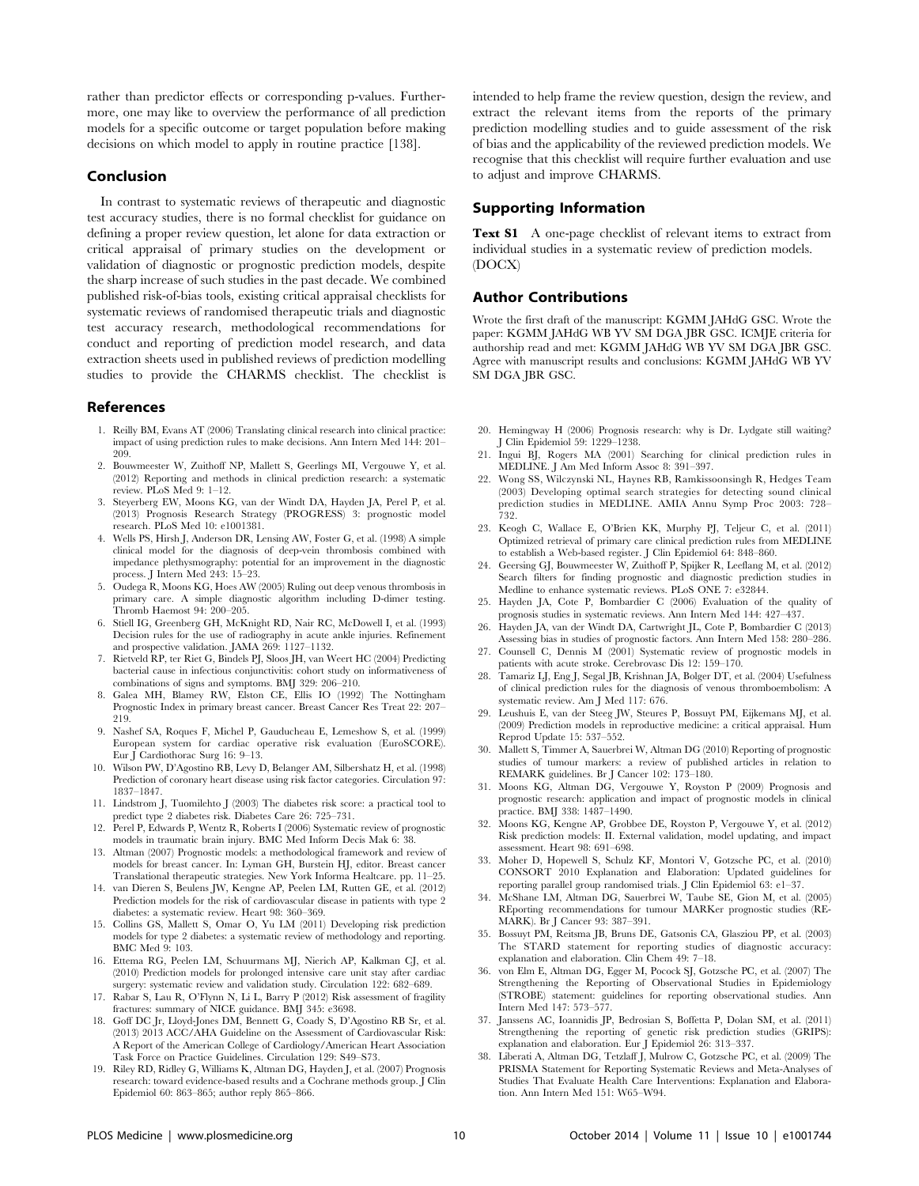rather than predictor effects or corresponding p-values. Furthermore, one may like to overview the performance of all prediction models for a specific outcome or target population before making decisions on which model to apply in routine practice [138].

## Conclusion

In contrast to systematic reviews of therapeutic and diagnostic test accuracy studies, there is no formal checklist for guidance on defining a proper review question, let alone for data extraction or critical appraisal of primary studies on the development or validation of diagnostic or prognostic prediction models, despite the sharp increase of such studies in the past decade. We combined published risk-of-bias tools, existing critical appraisal checklists for systematic reviews of randomised therapeutic trials and diagnostic test accuracy research, methodological recommendations for conduct and reporting of prediction model research, and data extraction sheets used in published reviews of prediction modelling studies to provide the CHARMS checklist. The checklist is intended to help frame the review question, design the review, and extract the relevant items from the reports of the primary prediction modelling studies and to guide assessment of the risk of bias and the applicability of the reviewed prediction models. We recognise that this checklist will require further evaluation and use to adjust and improve CHARMS.

## Supporting Information

**Text S1** A one-page checklist of relevant items to extract from individual studies in a systematic review of prediction models. (DOCX)

## Author Contributions

Wrote the first draft of the manuscript: KGMM JAHdG GSC. Wrote the paper: KGMM JAHdG WB YV SM DGA JBR GSC. ICMJE criteria for authorship read and met: KGMM JAHdG WB YV SM DGA JBR GSC. Agree with manuscript results and conclusions: KGMM JAHdG WB YV SM DGA JBR GSC.

## References

1. Reilly BM, Evans AT (2006) Translating clinical research into clinical practice: impact of using prediction rules to make decisions. Ann Intern Med 144: 201–209.
2. Bouwmeester W, Zuithoff NP, Mallett S, Geerlings MI, Vergouwe Y, et al. (2012) Reporting and methods in clinical prediction research: a systematic review. PLoS Med 9: 1–12.
3. Steyerberg EW, Moons KG, van der Windt DA, Hayden JA, Perel P, et al. (2013) Prognosis Research Strategy (PROGRESS) 3: prognostic model research. PLoS Med 10: e1001381.
4. Wells PS, Hirsh J, Anderson DR, Lensing AW, Foster G, et al. (1998) A simple clinical model for the diagnosis of deep-vein thrombosis combined with impedance plethysmography: potential for an improvement in the diagnostic process. J Intern Med 243: 15–23.
5. Oudega R, Moons KG, Hoes AW (2005) Ruling out deep venous thrombosis in primary care. A simple diagnostic algorithm including D-dimer testing. Thromb Haemost 94: 200–205.
6. Stiell IG, Greenberg GH, McKnight RD, Nair RC, McDowell I, et al. (1993) Decision rules for the use of radiography in acute ankle injuries. Refinement and prospective validation. JAMA 269: 1127–1132.
7. Rietveld RP, ter Riet G, Bindels PJ, Sloos JH, van Weert HC (2004) Predicting bacterial cause in infectious conjunctivitis: cohort study on informativeness of combinations of signs and symptoms. BMJ 329: 206–210.
8. Galea MH, Blamey RW, Elston CE, Ellis IO (1992) The Nottingham Prognostic Index in primary breast cancer. Breast Cancer Res Treat 22: 207–219.
9. Nashef SA, Roques F, Michel P, Gauducheau E, Lemeshow S, et al. (1999) European system for cardiac operative risk evaluation (EuroSCORE). Eur J Cardiothorac Surg 16: 9–13.
10. Wilson PW, D'Agostino RB, Levy D, Belanger AM, Silbershatz H, et al. (1998) Prediction of coronary heart disease using risk factor categories. Circulation 97: 1837–1847.
11. Lindstrom J, Tuomilehto J (2003) The diabetes risk score: a practical tool to predict type 2 diabetes risk. Diabetes Care 26: 725–731.
12. Perel P, Edwards P, Wentz R, Roberts I (2006) Systematic review of prognostic models in traumatic brain injury. BMC Med Inform Decis Mak 6: 38.
13. Altman (2007) Prognostic models: a methodological framework and review of models for breast cancer. In: Lyman GH, Burstein HJ, editor. Breast cancer Translational therapeutic strategies. New York Informa Healtcare. pp. 11–25.
14. van Dieren S, Beulens JW, Kengne AP, Peelen LM, Rutten GE, et al. (2012) Prediction models for the risk of cardiovascular disease in patients with type 2 diabetes: a systematic review. Heart 98: 360–369.
15. Collins GS, Mallett S, Omar O, Yu LM (2011) Developing risk prediction models for type 2 diabetes: a systematic review of methodology and reporting. BMC Med 9: 103.
16. Ettema RG, Peelen LM, Schuurmans MJ, Nierich AP, Kalkman CJ, et al. (2010) Prediction models for prolonged intensive care unit stay after cardiac surgery: systematic review and validation study. Circulation 122: 682–689.
17. Rabar S, Lau R, O'Flynn N, Li L, Barry P (2012) Risk assessment of fragility fractures: summary of NICE guidance. BMJ 345: e3698.
18. Goff DC Jr, Lloyd-Jones DM, Bennett G, Coady S, D'Agostino RB Sr, et al. (2013) 2013 ACC/AHA Guideline on the Assessment of Cardiovascular Risk: A Report of the American College of Cardiology/American Heart Association Task Force on Practice Guidelines. Circulation 129: S49–S73.
19. Riley RD, Ridley G, Williams K, Altman DG, Hayden J, et al. (2007) Prognosis research: toward evidence-based results and a Cochrane methods group. J Clin Epidemiol 60: 863–865; author reply 865–866.
20. Hemingway H (2006) Prognosis research: why is Dr. Lydgate still waiting? J Clin Epidemiol 59: 1229–1238.
21. Ingui BJ, Rogers MA (2001) Searching for clinical prediction rules in MEDLINE. J Am Med Inform Assoc 8: 391–397.
22. Wong SS, Wilczynski NL, Haynes RB, Ramkissoonsingh R, Hedges Team (2003) Developing optimal search strategies for detecting sound clinical prediction studies in MEDLINE. AMIA Annu Symp Proc 2003: 728–732.
23. Keogh C, Wallace E, O'Brien KK, Murphy PJ, Teljeur C, et al. (2011) Optimized retrieval of primary care clinical prediction rules from MEDLINE to establish a Web-based register. J Clin Epidemiol 64: 848–860.
24. Geersing GJ, Bouwmeester W, Zuithoff P, Spijker R, Leeflang M, et al. (2012) Search filters for finding prognostic and diagnostic prediction studies in Medline to enhance systematic reviews. PLoS ONE 7: e32844.
25. Hayden JA, Cote P, Bombardier C (2006) Evaluation of the quality of prognosis studies in systematic reviews. Ann Intern Med 144: 427–437.
26. Hayden JA, van der Windt DA, Cartwright JL, Cote P, Bombardier C (2013) Assessing bias in studies of prognostic factors. Ann Intern Med 158: 280–286.
27. Counsell C, Dennis M (2001) Systematic review of prognostic models in patients with acute stroke. Cerebrovasc Dis 12: 159–170.
28. Tamariz LJ, Eng J, Segal JB, Krishnan JA, Bolger DT, et al. (2004) Usefulness of clinical prediction rules for the diagnosis of venous thromboembolism: A systematic review. Am J Med 117: 676.
29. Leushuis E, van der Steeg JW, Steures P, Bossuyt PM, Eijkemans MJ, et al. (2009) Prediction models in reproductive medicine: a critical appraisal. Hum Reprod Update 15: 537–552.
30. Mallett S, Timmer A, Sauerbrei W, Altman DG (2010) Reporting of prognostic studies of tumour markers: a review of published articles in relation to REMARK guidelines. Br J Cancer 102: 173–180.
31. Moons KG, Altman DG, Vergouwe Y, Royston P (2009) Prognosis and prognostic research: application and impact of prognostic models in clinical practice. BMJ 338: 1487–1490.
32. Moons KG, Kengne AP, Grobbee DE, Royston P, Vergouwe Y, et al. (2012) Risk prediction models: II. External validation, model updating, and impact assessment. Heart 98: 691–698.
33. Moher D, Hopewell S, Schulz KF, Montori V, Gotzsche PC, et al. (2010) CONSORT 2010 Explanation and Elaboration: Updated guidelines for reporting parallel group randomised trials. J Clin Epidemiol 63: e1–37.
34. McShane LM, Altman DG, Sauerbrei W, Taube SE, Gion M, et al. (2005) REporting recommendations for tumour MARKer prognostic studies (REMARK). Br J Cancer 93: 387–391.
35. Bossuyt PM, Reitsma JB, Bruns DE, Gatsonis CA, Glasziou PP, et al. (2003) The STARD statement for reporting studies of diagnostic accuracy: explanation and elaboration. Clin Chem 49: 7–18.
36. von Elm E, Altman DG, Egger M, Pocock SJ, Gotzsche PC, et al. (2007) The Strengthening the Reporting of Observational Studies in Epidemiology (STROBE) statement: guidelines for reporting observational studies. Ann Intern Med 147: 573–577.
37. Janssens AC, Ioannidis JP, Bedrosian S, Boffetta P, Dolan SM, et al. (2011) Strengthening the reporting of genetic risk prediction studies (GRIPS): explanation and elaboration. Eur J Epidemiol 26: 313–337.
38. Liberati A, Altman DG, Tetzlaff J, Mulrow C, Gotzsche PC, et al. (2009) The PRISMA Statement for Reporting Systematic Reviews and Meta-Analyses of Studies That Evaluate Health Care Interventions: Explanation and Elaboration. Ann Intern Med 151: W65–W94.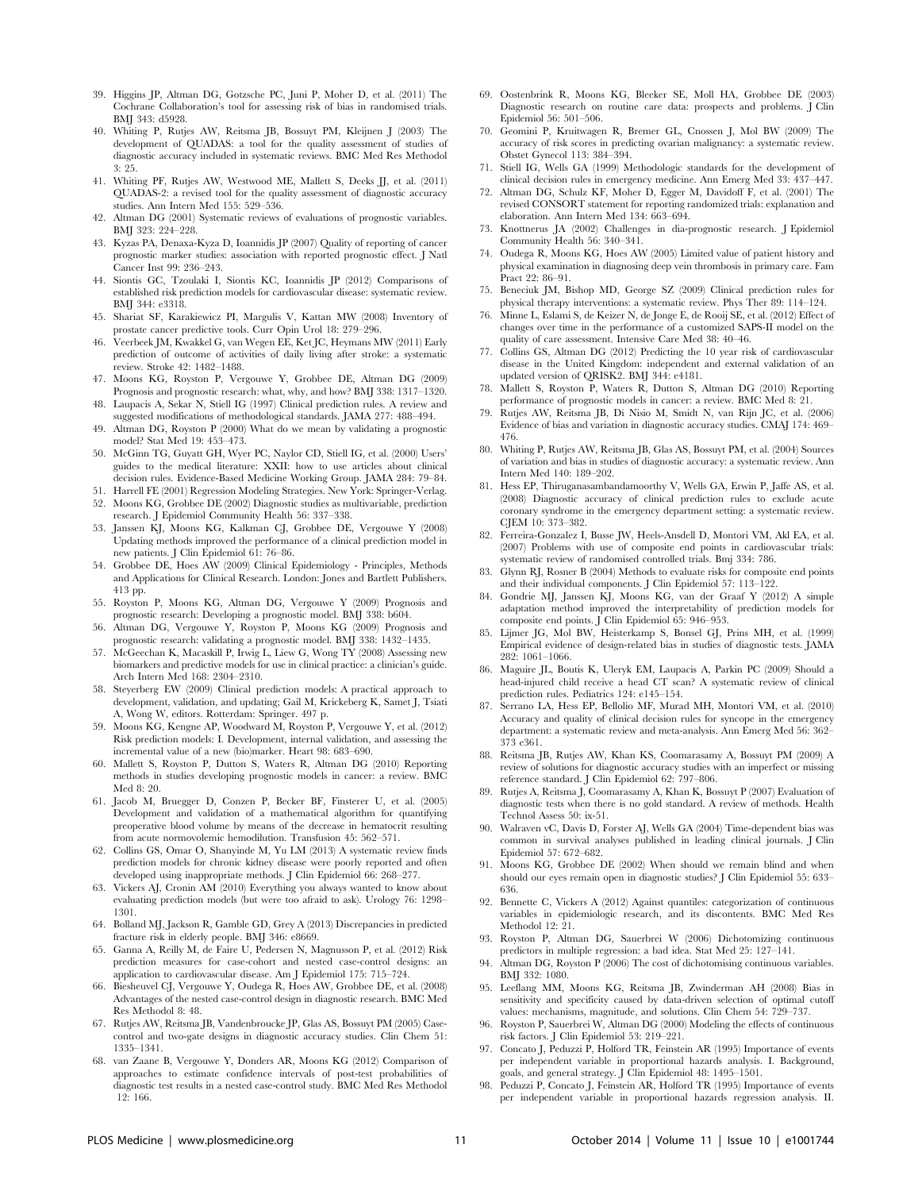39. Higgins JP, Altman DG, Gotzsche PC, Juni P, Moher D, et al. (2011) The Cochrane Collaboration's tool for assessing risk of bias in randomised trials. BMJ 343: d5928.
40. Whiting P, Rutjes AW, Reitsma JB, Bossuyt PM, Kleijnen J (2003) The development of QUADAS: a tool for the quality assessment of studies of diagnostic accuracy included in systematic reviews. BMC Med Res Methodol 3: 25.
41. Whiting PF, Rutjes AW, Westwood ME, Mallett S, Deeks JJ, et al. (2011) QUADAS-2: a revised tool for the quality assessment of diagnostic accuracy studies. Ann Intern Med 155: 529–536.
42. Altman DG (2001) Systematic reviews of evaluations of prognostic variables. BMJ 323: 224–228.
43. Kyzas PA, Denaxa-Kyza D, Ioannidis JP (2007) Quality of reporting of cancer prognostic marker studies: association with reported prognostic effect. J Natl Cancer Inst 99: 236–243.
44. Siontis GC, Tzoulaki I, Siontis KC, Ioannidis JP (2012) Comparisons of established risk prediction models for cardiovascular disease: systematic review. BMJ 344: e3318.
45. Shariat SF, Karakiewicz PI, Margulis V, Kattan MW (2008) Inventory of prostate cancer predictive tools. Curr Opin Urol 18: 279–296.
46. Veerbeek JM, Kwakkel G, van Wegen EE, Ket JC, Heymans MW (2011) Early prediction of outcome of activities of daily living after stroke: a systematic review. Stroke 42: 1482–1488.
47. Moons KG, Royston P, Vergouwe Y, Grobbee DE, Altman DG (2009) Prognosis and prognostic research: what, why, and how? BMJ 338: 1317–1320.
48. Laupacis A, Sekar N, Stiell IG (1997) Clinical prediction rules. A review and suggested modifications of methodological standards. JAMA 277: 488–494.
49. Altman DG, Royston P (2000) What do we mean by validating a prognostic model? Stat Med 19: 453–473.
50. McGinn TG, Guyatt GH, Wyer PC, Naylor CD, Stiell IG, et al. (2000) Users' guides to the medical literature: XXII: how to use articles about clinical decision rules. Evidence-Based Medicine Working Group. JAMA 284: 79–84.
51. Harrell FE (2001) Regression Modeling Strategies. New York: Springer-Verlag.
52. Moons KG, Grobbee DE (2002) Diagnostic studies as multivariable, prediction research. J Epidemiol Community Health 56: 337–338.
53. Janssen KJ, Moons KG, Kalkman CJ, Grobbee DE, Vergouwe Y (2008) Updating methods improved the performance of a clinical prediction model in new patients. J Clin Epidemiol 61: 76–86.
54. Grobbee DE, Hoes AW (2009) Clinical Epidemiology - Principles, Methods and Applications for Clinical Research. London: Jones and Bartlett Publishers. 413 pp.
55. Royston P, Moons KG, Altman DG, Vergouwe Y (2009) Prognosis and prognostic research: Developing a prognostic model. BMJ 338: b604.
56. Altman DG, Vergouwe Y, Royston P, Moons KG (2009) Prognosis and prognostic research: validating a prognostic model. BMJ 338: 1432–1435.
57. McGeechan K, Macaskill P, Irwig L, Liew G, Wong TY (2008) Assessing new biomarkers and predictive models for use in clinical practice: a clinician's guide. Arch Intern Med 168: 2304–2310.
58. Steyerberg EW (2009) Clinical prediction models: A practical approach to development, validation, and updating; Gail M, Krickeberg K, Samet J, Tsiati A, Wong W, editors. Rotterdam: Springer. 497 p.
59. Moons KG, Kengne AP, Woodward M, Royston P, Vergouwe Y, et al. (2012) Risk prediction models: I. Development, internal validation, and assessing the incremental value of a new (bio)marker. Heart 98: 683–690.
60. Mallett S, Royston P, Dutton S, Waters R, Altman DG (2010) Reporting methods in studies developing prognostic models in cancer: a review. BMC Med 8: 20.
61. Jacob M, Bruegger D, Conzen P, Becker BF, Finsterer U, et al. (2005) Development and validation of a mathematical algorithm for quantifying preoperative blood volume by means of the decrease in hematocrit resulting from acute normovolemic hemodilution. Transfusion 45: 562–571.
62. Collins GS, Omar O, Shanyinde M, Yu LM (2013) A systematic review finds prediction models for chronic kidney disease were poorly reported and often developed using inappropriate methods. J Clin Epidemiol 66: 268–277.
63. Vickers AJ, Cronin AM (2010) Everything you always wanted to know about evaluating prediction models (but were too afraid to ask). Urology 76: 1298–1301.
64. Bolland MJ, Jackson R, Gamble GD, Grey A (2013) Discrepancies in predicted fracture risk in elderly people. BMJ 346: e8669.
65. Ganna A, Reilly M, de Faire U, Pedersen N, Magnusson P, et al. (2012) Risk prediction measures for case-cohort and nested case-control designs: an application to cardiovascular disease. Am J Epidemiol 175: 715–724.
66. Biesheuvel CJ, Vergouwe Y, Oudega R, Hoes AW, Grobbee DE, et al. (2008) Advantages of the nested case-control design in diagnostic research. BMC Med Res Methodol 8: 48.
67. Rutjes AW, Reitsma JB, Vandenbroucke JP, Glas AS, Bossuyt PM (2005) Case-control and two-gate designs in diagnostic accuracy studies. Clin Chem 51: 1335–1341.
68. van Zaane B, Vergouwe Y, Donders AR, Moons KG (2012) Comparison of approaches to estimate confidence intervals of post-test probabilities of diagnostic test results in a nested case-control study. BMC Med Res Methodol 12: 166.
69. Oostenbrink R, Moons KG, Bleeker SE, Moll HA, Grobbee DE (2003) Diagnostic research on routine care data: prospects and problems. J Clin Epidemiol 56: 501–506.
70. Geomini P, Kruitwagen R, Bremer GL, Cnossen J, Mol BW (2009) The accuracy of risk scores in predicting ovarian malignancy: a systematic review. Obstet Gynecol 113: 384–394.
71. Stiell IG, Wells GA (1999) Methodologic standards for the development of clinical decision rules in emergency medicine. Ann Emerg Med 33: 437–447.
72. Altman DG, Schulz KF, Moher D, Egger M, Davidoff F, et al. (2001) The revised CONSORT statement for reporting randomized trials: explanation and elaboration. Ann Intern Med 134: 663–694.
73. Knottnerus JA (2002) Challenges in dia-prognostic research. J Epidemiol Community Health 56: 340–341.
74. Oudega R, Moons KG, Hoes AW (2005) Limited value of patient history and physical examination in diagnosing deep vein thrombosis in primary care. Fam Pract 22: 86–91.
75. Beneciuk JM, Bishop MD, George SZ (2009) Clinical prediction rules for physical therapy interventions: a systematic review. Phys Ther 89: 114–124.
76. Minne L, Eslami S, de Keizer N, de Jonge E, de Rooij SE, et al. (2012) Effect of changes over time in the performance of a customized SAPS-II model on the quality of care assessment. Intensive Care Med 38: 40–46.
77. Collins GS, Altman DG (2012) Predicting the 10 year risk of cardiovascular disease in the United Kingdom: independent and external validation of an updated version of QRISK2. BMJ 344: e4181.
78. Mallett S, Royston P, Waters R, Dutton S, Altman DG (2010) Reporting performance of prognostic models in cancer: a review. BMC Med 8: 21.
79. Rutjes AW, Reitsma JB, Di Nisio M, Smidt N, van Rijn JC, et al. (2006) Evidence of bias and variation in diagnostic accuracy studies. CMAJ 174: 469–476.
80. Whiting P, Rutjes AW, Reitsma JB, Glas AS, Bossuyt PM, et al. (2004) Sources of variation and bias in studies of diagnostic accuracy: a systematic review. Ann Intern Med 140: 189–202.
81. Hess EP, Thiruganasambandamoorthy V, Wells GA, Erwin P, Jaffe AS, et al. (2008) Diagnostic accuracy of clinical prediction rules to exclude acute coronary syndrome in the emergency department setting: a systematic review. CJEM 10: 373–382.
82. Ferreira-Gonzalez I, Busse JW, Heels-Ansdell D, Montori VM, Akl EA, et al. (2007) Problems with use of composite end points in cardiovascular trials: systematic review of randomised controlled trials. Bmj 334: 786.
83. Glynn RJ, Rosner B (2004) Methods to evaluate risks for composite end points and their individual components. J Clin Epidemiol 57: 113–122.
84. Gondrie MJ, Janssen KJ, Moons KG, van der Graaf Y (2012) A simple adaptation method improved the interpretability of prediction models for composite end points. J Clin Epidemiol 65: 946–953.
85. Lijmer JG, Mol BW, Heisterkamp S, Bonsel GJ, Prins MH, et al. (1999) Empirical evidence of design-related bias in studies of diagnostic tests. JAMA 282: 1061–1066.
86. Maguire JL, Boutis K, Uleryk EM, Laupacis A, Parkin PC (2009) Should a head-injured child receive a head CT scan? A systematic review of clinical prediction rules. Pediatrics 124: e145–154.
87. Serrano LA, Hess EP, Bellolio MF, Murad MH, Montori VM, et al. (2010) Accuracy and quality of clinical decision rules for syncope in the emergency department: a systematic review and meta-analysis. Ann Emerg Med 56: 362–373 e361.
88. Reitsma JB, Rutjes AW, Khan KS, Coomarasamy A, Bossuyt PM (2009) A review of solutions for diagnostic accuracy studies with an imperfect or missing reference standard. J Clin Epidemiol 62: 797–806.
89. Rutjes A, Reitsma J, Coomarasamy A, Khan K, Bossuyt P (2007) Evaluation of diagnostic tests when there is no gold standard. A review of methods. Health Technol Assess 50: ix-51.
90. Walraven vC, Davis D, Forster AJ, Wells GA (2004) Time-dependent bias was common in survival analyses published in leading clinical journals. J Clin Epidemiol 57: 672–682.
91. Moons KG, Grobbee DE (2002) When should we remain blind and when should our eyes remain open in diagnostic studies? J Clin Epidemiol 55: 633–636.
92. Bennette C, Vickers A (2012) Against quantiles: categorization of continuous variables in epidemiologic research, and its discontents. BMC Med Res Methodol 12: 21.
93. Royston P, Altman DG, Sauerbrei W (2006) Dichotomizing continuous predictors in multiple regression: a bad idea. Stat Med 25: 127–141.
94. Altman DG, Royston P (2006) The cost of dichotomising continuous variables. BMJ 332: 1080.
95. Leeflang MM, Moons KG, Reitsma JB, Zwinderman AH (2008) Bias in sensitivity and specificity caused by data-driven selection of optimal cutoff values: mechanisms, magnitude, and solutions. Clin Chem 54: 729–737.
96. Royston P, Sauerbrei W, Altman DG (2000) Modeling the effects of continuous risk factors. J Clin Epidemiol 53: 219–221.
97. Concato J, Peduzzi P, Holford TR, Feinstein AR (1995) Importance of events per independent variable in proportional hazards analysis. I. Background, goals, and general strategy. J Clin Epidemiol 48: 1495–1501.
98. Peduzzi P, Concato J, Feinstein AR, Holford TR (1995) Importance of events per independent variable in proportional hazards regression analysis. II.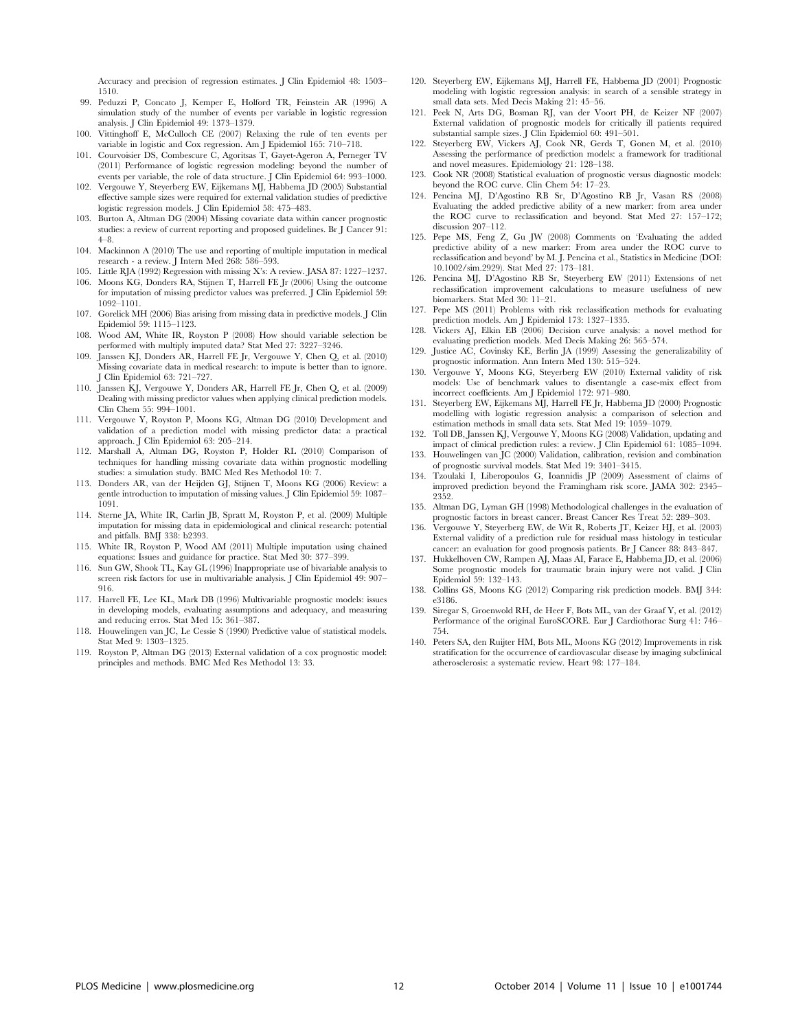Accuracy and precision of regression estimates. J Clin Epidemiol 48: 1503–1510.

99. Peduzzi P, Concato J, Kemper E, Holford TR, Feinstein AR (1996) A simulation study of the number of events per variable in logistic regression analysis. J Clin Epidemiol 49: 1373–1379.
100. Vittinghoff E, McCulloch CE (2007) Relaxing the rule of ten events per variable in logistic and Cox regression. Am J Epidemiol 165: 710–718.
101. Courvoisier DS, Combescure C, Agoritsas T, Gayet-Ageron A, Perneger TV (2011) Performance of logistic regression modeling: beyond the number of events per variable, the role of data structure. J Clin Epidemiol 64: 993–1000.
102. Vergouwe Y, Steyerberg EW, Eijkemans MJ, Habbema JD (2005) Substantial effective sample sizes were required for external validation studies of predictive logistic regression models. J Clin Epidemiol 58: 475–483.
103. Burton A, Altman DG (2004) Missing covariate data within cancer prognostic studies: a review of current reporting and proposed guidelines. Br J Cancer 91: 4–8.
104. Mackinnon A (2010) The use and reporting of multiple imputation in medical research - a review. J Intern Med 268: 586–593.
105. Little RJA (1992) Regression with missing X's: A review. JASA 87: 1227–1237.
106. Moons KG, Donders RA, Stijnen T, Harrell FE Jr (2006) Using the outcome for imputation of missing predictor values was preferred. J Clin Epidemiol 59: 1092–1101.
107. Gorelick MH (2006) Bias arising from missing data in predictive models. J Clin Epidemiol 59: 1115–1123.
108. Wood AM, White IR, Royston P (2008) How should variable selection be performed with multiply imputed data? Stat Med 27: 3227–3246.
109. Janssen KJ, Donders AR, Harrell FE Jr, Vergouwe Y, Chen Q, et al. (2010) Missing covariate data in medical research: to impute is better than to ignore. J Clin Epidemiol 63: 721–727.
110. Janssen KJ, Vergouwe Y, Donders AR, Harrell FE Jr, Chen Q, et al. (2009) Dealing with missing predictor values when applying clinical prediction models. Clin Chem 55: 994–1001.
111. Vergouwe Y, Royston P, Moons KG, Altman DG (2010) Development and validation of a prediction model with missing predictor data: a practical approach. J Clin Epidemiol 63: 205–214.
112. Marshall A, Altman DG, Royston P, Holder RL (2010) Comparison of techniques for handling missing covariate data within prognostic modelling studies: a simulation study. BMC Med Res Methodol 10: 7.
113. Donders AR, van der Heijden GJ, Stijnen T, Moons KG (2006) Review: a gentle introduction to imputation of missing values. J Clin Epidemiol 59: 1087–1091.
114. Sterne JA, White IR, Carlin JB, Spratt M, Royston P, et al. (2009) Multiple imputation for missing data in epidemiological and clinical research: potential and pitfalls. BMJ 338: b2393.
115. White IR, Royston P, Wood AM (2011) Multiple imputation using chained equations: Issues and guidance for practice. Stat Med 30: 377–399.
116. Sun GW, Shook TL, Kay GL (1996) Inappropriate use of bivariable analysis to screen risk factors for use in multivariable analysis. J Clin Epidemiol 49: 907–916.
117. Harrell FE, Lee KL, Mark DB (1996) Multivariable prognostic models: issues in developing models, evaluating assumptions and adequacy, and measuring and reducing erros. Stat Med 15: 361–387.
118. Houwelingen van JC, Le Cessie S (1990) Predictive value of statistical models. Stat Med 9: 1303–1325.
119. Royston P, Altman DG (2013) External validation of a cox prognostic model: principles and methods. BMC Med Res Methodol 13: 33.
120. Steyerberg EW, Eijkemans MJ, Harrell FE, Habbema JD (2001) Prognostic modeling with logistic regression analysis: in search of a sensible strategy in small data sets. Med Decis Making 21: 45–56.
121. Peek N, Arts DG, Bosman RJ, van der Voort PH, de Keizer NF (2007) External validation of prognostic models for critically ill patients required substantial sample sizes. J Clin Epidemiol 60: 491–501.
122. Steyerberg EW, Vickers AJ, Cook NR, Gerds T, Gonen M, et al. (2010) Assessing the performance of prediction models: a framework for traditional and novel measures. Epidemiology 21: 128–138.
123. Cook NR (2008) Statistical evaluation of prognostic versus diagnostic models: beyond the ROC curve. Clin Chem 54: 17–23.
124. Pencina MJ, D'Agostino RB Sr, D'Agostino RB Jr, Vasan RS (2008) Evaluating the added predictive ability of a new marker: from area under the ROC curve to reclassification and beyond. Stat Med 27: 157–172; discussion 207–112.
125. Pepe MS, Feng Z, Gu JW (2008) Comments on 'Evaluating the added predictive ability of a new marker: From area under the ROC curve to reclassification and beyond' by M. J. Pencina et al., Statistics in Medicine (DOI: 10.1002/sim.2929). Stat Med 27: 173–181.
126. Pencina MJ, D'Agostino RB Sr, Steyerberg EW (2011) Extensions of net reclassification improvement calculations to measure usefulness of new biomarkers. Stat Med 30: 11–21.
127. Pepe MS (2011) Problems with risk reclassification methods for evaluating prediction models. Am J Epidemiol 173: 1327–1335.
128. Vickers AJ, Elkin EB (2006) Decision curve analysis: a novel method for evaluating prediction models. Med Decis Making 26: 565–574.
129. Justice AC, Covinsky KE, Berlin JA (1999) Assessing the generalizability of prognostic information. Ann Intern Med 130: 515–524.
130. Vergouwe Y, Moons KG, Steyerberg EW (2010) External validity of risk models: Use of benchmark values to disentangle a case-mix effect from incorrect coefficients. Am J Epidemiol 172: 971–980.
131. Steyerberg EW, Eijkemans MJ, Harrell FE Jr, Habbema JD (2000) Prognostic modelling with logistic regression analysis: a comparison of selection and estimation methods in small data sets. Stat Med 19: 1059–1079.
132. Toll DB, Janssen KJ, Vergouwe Y, Moons KG (2008) Validation, updating and impact of clinical prediction rules: a review. J Clin Epidemiol 61: 1085–1094.
133. Houwelingen van JC (2000) Validation, calibration, revision and combination of prognostic survival models. Stat Med 19: 3401–3415.
134. Tzoulaki I, Liberopoulos G, Ioannidis JP (2009) Assessment of claims of improved prediction beyond the Framingham risk score. JAMA 302: 2345–2352.
135. Altman DG, Lyman GH (1998) Methodological challenges in the evaluation of prognostic factors in breast cancer. Breast Cancer Res Treat 52: 289–303.
136. Vergouwe Y, Steyerberg EW, de Wit R, Roberts JT, Keizer HJ, et al. (2003) External validity of a prediction rule for residual mass histology in testicular cancer: an evaluation for good prognosis patients. Br J Cancer 88: 843–847.
137. Hukkelhoven CW, Rampen AJ, Maas AI, Farace E, Habbema JD, et al. (2006) Some prognostic models for traumatic brain injury were not valid. J Clin Epidemiol 59: 132–143.
138. Collins GS, Moons KG (2012) Comparing risk prediction models. BMJ 344: e3186.
139. Siregar S, Groenwold RH, de Heer F, Bots ML, van der Graaf Y, et al. (2012) Performance of the original EuroSCORE. Eur J Cardiothorac Surg 41: 746–754.
140. Peters SA, den Ruijter HM, Bots ML, Moons KG (2012) Improvements in risk stratification for the occurrence of cardiovascular disease by imaging subclinical atherosclerosis: a systematic review. Heart 98: 177–184.